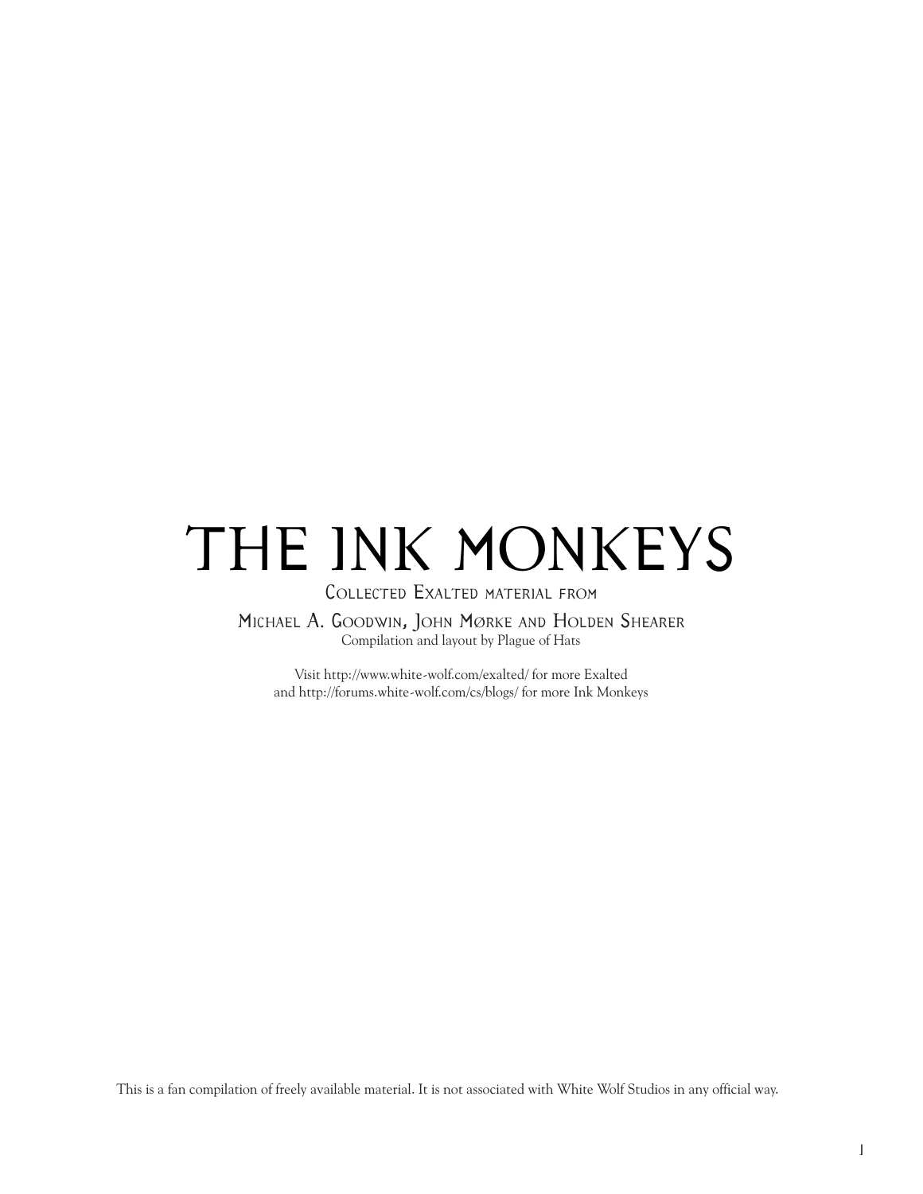# THE INK MONKEYS

Collected Exalted material from

Michael A. Goodwin, John Mørke and Holden Shearer

Compilation and layout by Plague of Hats

Visit http://www.white-wolf.com/exalted/ for more Exalted
and http://forums.white-wolf.com/cs/blogs/ for more Ink Monkeys

This is a fan compilation of freely available material. It is not associated with White Wolf Studios in any official way.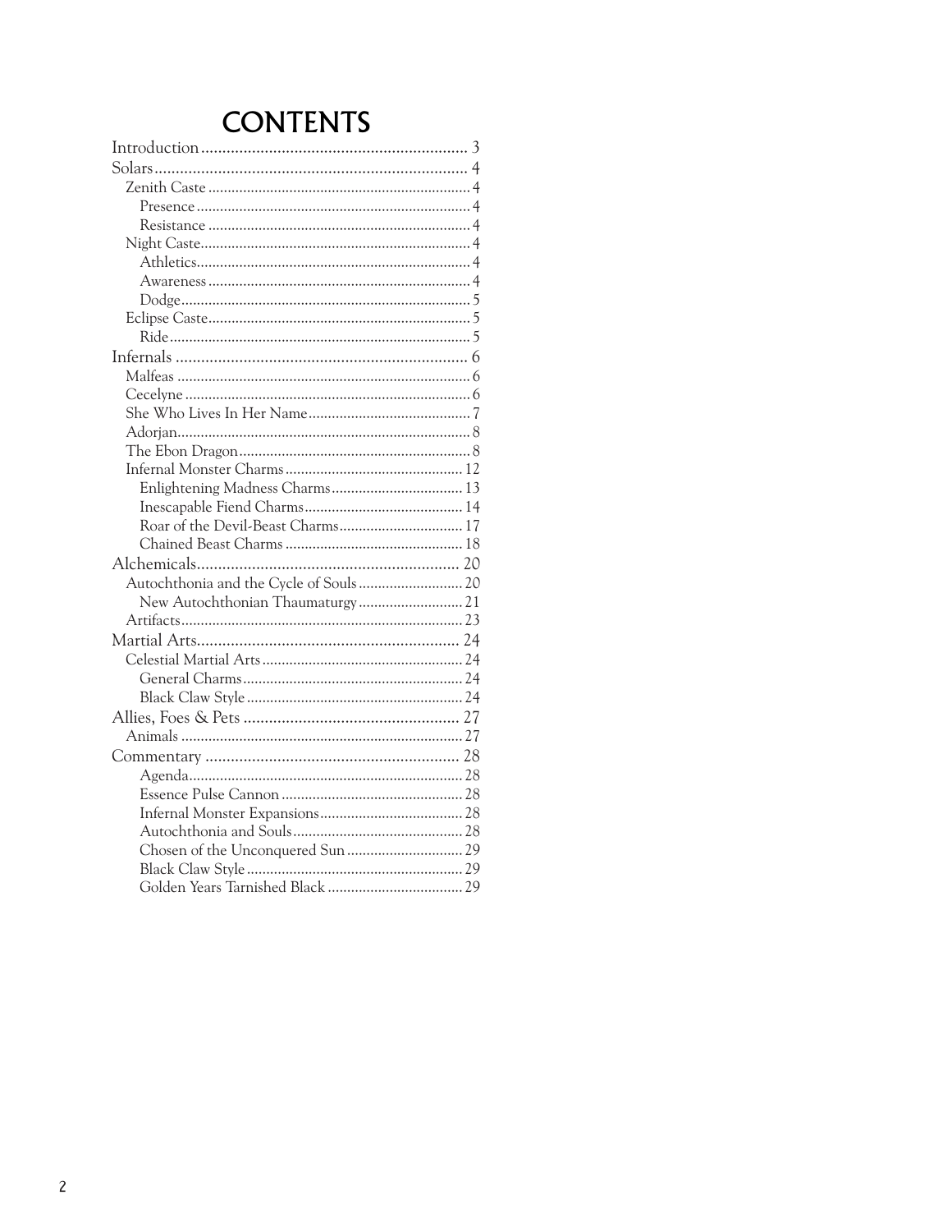# CONTENTS

- Introduction ... 3
- Solars ... 4
  - Zenith Caste ... 4
    - Presence ... 4
    - Resistance ... 4
  - Night Caste ... 4
    - Athletics ... 4
    - Awareness ... 4
    - Dodge ... 5
  - Eclipse Caste ... 5
    - Ride ... 5
- Infernals ... 6
  - Malfeas ... 6
  - Cecelyne ... 6
  - She Who Lives In Her Name ... 7
  - Adorjan ... 8
  - The Ebon Dragon ... 8
  - Infernal Monster Charms ... 12
    - Enlightening Madness Charms ... 13
    - Inescapable Fiend Charms ... 14
    - Roar of the Devil-Beast Charms ... 17
    - Chained Beast Charms ... 18
- Alchemicals ... 20
  - Autochthonia and the Cycle of Souls ... 20
    - New Autochthonian Thaumaturgy ... 21
  - Artifacts ... 23
- Martial Arts ... 24
  - Celestial Martial Arts ... 24
    - General Charms ... 24
    - Black Claw Style ... 24
- Allies, Foes & Pets ... 27
  - Animals ... 27
- Commentary ... 28
    - Agenda ... 28
    - Essence Pulse Cannon ... 28
    - Infernal Monster Expansions ... 28
    - Autochthonia and Souls ... 28
    - Chosen of the Unconquered Sun ... 29
    - Black Claw Style ... 29
    - Golden Years Tarnished Black ... 29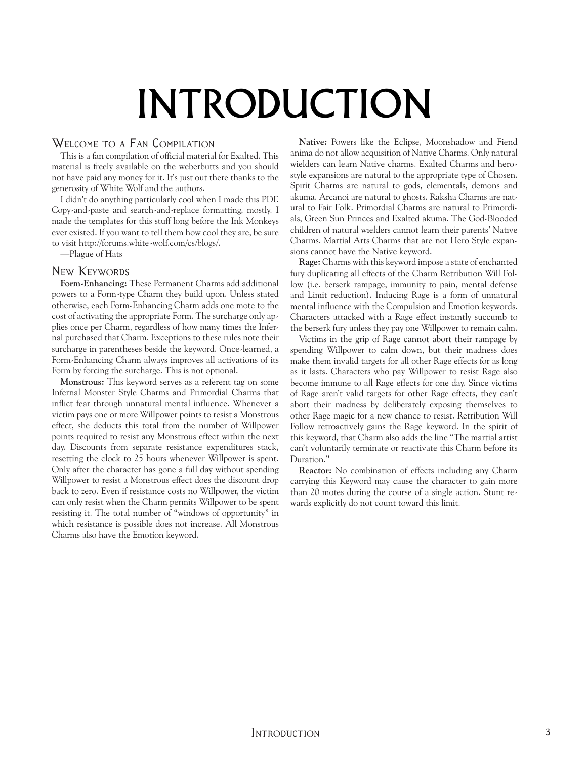# INTRODUCTION

## Welcome to a Fan Compilation

This is a fan compilation of official material for Exalted. This material is freely available on the weberbutts and you should not have paid any money for it. It's just out there thanks to the generosity of White Wolf and the authors.

I didn't do anything particularly cool when I made this PDF. Copy-and-paste and search-and-replace formatting, mostly. I made the templates for this stuff long before the Ink Monkeys ever existed. If you want to tell them how cool they are, be sure to visit http://forums.white-wolf.com/cs/blogs/.

—Plague of Hats

## New Keywords

**Form-Enhancing:** These Permanent Charms add additional powers to a Form-type Charm they build upon. Unless stated otherwise, each Form-Enhancing Charm adds one mote to the cost of activating the appropriate Form. The surcharge only applies once per Charm, regardless of how many times the Infernal purchased that Charm. Exceptions to these rules note their surcharge in parentheses beside the keyword. Once-learned, a Form-Enhancing Charm always improves all activations of its Form by forcing the surcharge. This is not optional.

**Monstrous:** This keyword serves as a referent tag on some Infernal Monster Style Charms and Primordial Charms that inflict fear through unnatural mental influence. Whenever a victim pays one or more Willpower points to resist a Monstrous effect, she deducts this total from the number of Willpower points required to resist any Monstrous effect within the next day. Discounts from separate resistance expenditures stack, resetting the clock to 25 hours whenever Willpower is spent. Only after the character has gone a full day without spending Willpower to resist a Monstrous effect does the discount drop back to zero. Even if resistance costs no Willpower, the victim can only resist when the Charm permits Willpower to be spent resisting it. The total number of "windows of opportunity" in which resistance is possible does not increase. All Monstrous Charms also have the Emotion keyword.

**Native:** Powers like the Eclipse, Moonshadow and Fiend anima do not allow acquisition of Native Charms. Only natural wielders can learn Native charms. Exalted Charms and hero-style expansions are natural to the appropriate type of Chosen. Spirit Charms are natural to gods, elementals, demons and akuma. Arcanoi are natural to ghosts. Raksha Charms are natural to Fair Folk. Primordial Charms are natural to Primordials, Green Sun Princes and Exalted akuma. The God-Blooded children of natural wielders cannot learn their parents' Native Charms. Martial Arts Charms that are not Hero Style expansions cannot have the Native keyword.

**Rage:** Charms with this keyword impose a state of enchanted fury duplicating all effects of the Charm Retribution Will Follow (i.e. berserk rampage, immunity to pain, mental defense and Limit reduction). Inducing Rage is a form of unnatural mental influence with the Compulsion and Emotion keywords. Characters attacked with a Rage effect instantly succumb to the berserk fury unless they pay one Willpower to remain calm.

Victims in the grip of Rage cannot abort their rampage by spending Willpower to calm down, but their madness does make them invalid targets for all other Rage effects for as long as it lasts. Characters who pay Willpower to resist Rage also become immune to all Rage effects for one day. Since victims of Rage aren't valid targets for other Rage effects, they can't abort their madness by deliberately exposing themselves to other Rage magic for a new chance to resist. Retribution Will Follow retroactively gains the Rage keyword. In the spirit of this keyword, that Charm also adds the line "The martial artist can't voluntarily terminate or reactivate this Charm before its Duration."

**Reactor:** No combination of effects including any Charm carrying this Keyword may cause the character to gain more than 20 motes during the course of a single action. Stunt rewards explicitly do not count toward this limit.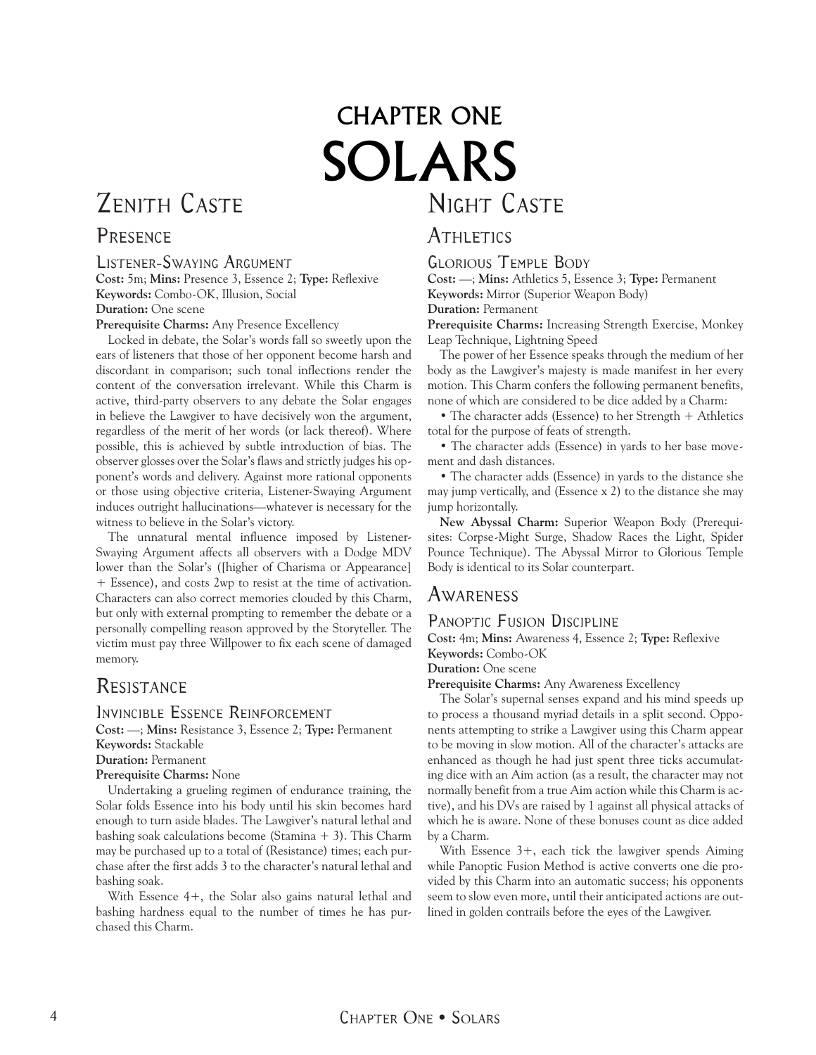# CHAPTER ONE
# SOLARS

## Zenith Caste

### Presence

#### Listener-Swaying Argument

**Cost:** 5m; **Mins:** Presence 3, Essence 2; **Type:** Reflexive
**Keywords:** Combo-OK, Illusion, Social
**Duration:** One scene
**Prerequisite Charms:** Any Presence Excellency

Locked in debate, the Solar's words fall so sweetly upon the ears of listeners that those of her opponent become harsh and discordant in comparison; such tonal inflections render the content of the conversation irrelevant. While this Charm is active, third-party observers to any debate the Solar engages in believe the Lawgiver to have decisively won the argument, regardless of the merit of her words (or lack thereof). Where possible, this is achieved by subtle introduction of bias. The observer glosses over the Solar's flaws and strictly judges his opponent's words and delivery. Against more rational opponents or those using objective criteria, Listener-Swaying Argument induces outright hallucinations—whatever is necessary for the witness to believe in the Solar's victory.

The unnatural mental influence imposed by Listener-Swaying Argument affects all observers with a Dodge MDV lower than the Solar's ([higher of Charisma or Appearance] + Essence), and costs 2wp to resist at the time of activation. Characters can also correct memories clouded by this Charm, but only with external prompting to remember the debate or a personally compelling reason approved by the Storyteller. The victim must pay three Willpower to fix each scene of damaged memory.

### Resistance

#### Invincible Essence Reinforcement

**Cost:** —; **Mins:** Resistance 3, Essence 2; **Type:** Permanent
**Keywords:** Stackable
**Duration:** Permanent
**Prerequisite Charms:** None

Undertaking a grueling regimen of endurance training, the Solar folds Essence into his body until his skin becomes hard enough to turn aside blades. The Lawgiver's natural lethal and bashing soak calculations become (Stamina + 3). This Charm may be purchased up to a total of (Resistance) times; each purchase after the first adds 3 to the character's natural lethal and bashing soak.

With Essence 4+, the Solar also gains natural lethal and bashing hardness equal to the number of times he has purchased this Charm.

## Night Caste

### Athletics

#### Glorious Temple Body

**Cost:** —; **Mins:** Athletics 5, Essence 3; **Type:** Permanent
**Keywords:** Mirror (Superior Weapon Body)
**Duration:** Permanent
**Prerequisite Charms:** Increasing Strength Exercise, Monkey Leap Technique, Lightning Speed

The power of her Essence speaks through the medium of her body as the Lawgiver's majesty is made manifest in her every motion. This Charm confers the following permanent benefits, none of which are considered to be dice added by a Charm:

- The character adds (Essence) to her Strength + Athletics total for the purpose of feats of strength.
- The character adds (Essence) in yards to her base movement and dash distances.
- The character adds (Essence) in yards to the distance she may jump vertically, and (Essence x 2) to the distance she may jump horizontally.

**New Abyssal Charm:** Superior Weapon Body (Prerequisites: Corpse-Might Surge, Shadow Races the Light, Spider Pounce Technique). The Abyssal Mirror to Glorious Temple Body is identical to its Solar counterpart.

### Awareness

#### Panoptic Fusion Discipline

**Cost:** 4m; **Mins:** Awareness 4, Essence 2; **Type:** Reflexive
**Keywords:** Combo-OK
**Duration:** One scene
**Prerequisite Charms:** Any Awareness Excellency

The Solar's supernal senses expand and his mind speeds up to process a thousand myriad details in a split second. Opponents attempting to strike a Lawgiver using this Charm appear to be moving in slow motion. All of the character's attacks are enhanced as though he had just spent three ticks accumulating dice with an Aim action (as a result, the character may not normally benefit from a true Aim action while this Charm is active), and his DVs are raised by 1 against all physical attacks of which he is aware. None of these bonuses count as dice added by a Charm.

With Essence 3+, each tick the lawgiver spends Aiming while Panoptic Fusion Method is active converts one die provided by this Charm into an automatic success; his opponents seem to slow even more, until their anticipated actions are outlined in golden contrails before the eyes of the Lawgiver.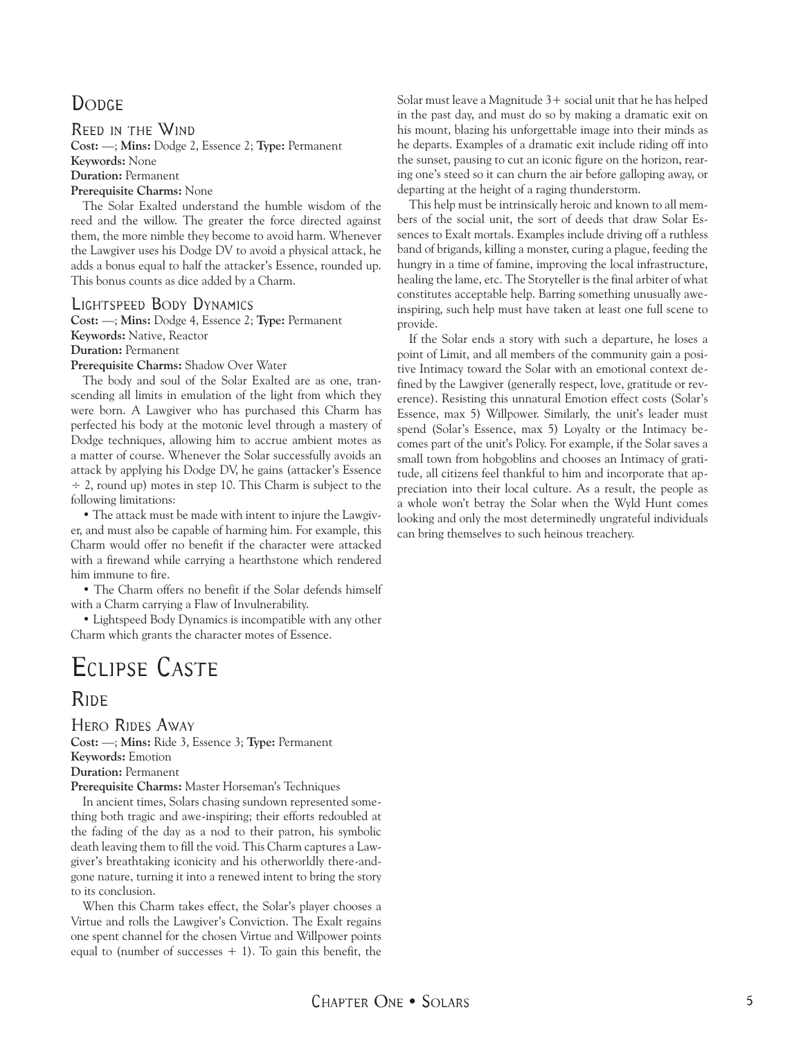## Dodge

### Reed in the Wind

**Cost:** —; **Mins:** Dodge 2, Essence 2; **Type:** Permanent
**Keywords:** None
**Duration:** Permanent
**Prerequisite Charms:** None

The Solar Exalted understand the humble wisdom of the reed and the willow. The greater the force directed against them, the more nimble they become to avoid harm. Whenever the Lawgiver uses his Dodge DV to avoid a physical attack, he adds a bonus equal to half the attacker's Essence, rounded up. This bonus counts as dice added by a Charm.

### Lightspeed Body Dynamics

**Cost:** —; **Mins:** Dodge 4, Essence 2; **Type:** Permanent
**Keywords:** Native, Reactor
**Duration:** Permanent
**Prerequisite Charms:** Shadow Over Water

The body and soul of the Solar Exalted are as one, transcending all limits in emulation of the light from which they were born. A Lawgiver who has purchased this Charm has perfected his body at the motonic level through a mastery of Dodge techniques, allowing him to accrue ambient motes as a matter of course. Whenever the Solar successfully avoids an attack by applying his Dodge DV, he gains (attacker's Essence ÷ 2, round up) motes in step 10. This Charm is subject to the following limitations:

- The attack must be made with intent to injure the Lawgiver, and must also be capable of harming him. For example, this Charm would offer no benefit if the character were attacked with a firewand while carrying a hearthstone which rendered him immune to fire.
- The Charm offers no benefit if the Solar defends himself with a Charm carrying a Flaw of Invulnerability.
- Lightspeed Body Dynamics is incompatible with any other Charm which grants the character motes of Essence.

# Eclipse Caste

## Ride

### Hero Rides Away

**Cost:** —; **Mins:** Ride 3, Essence 3; **Type:** Permanent
**Keywords:** Emotion
**Duration:** Permanent
**Prerequisite Charms:** Master Horseman's Techniques

In ancient times, Solars chasing sundown represented something both tragic and awe-inspiring; their efforts redoubled at the fading of the day as a nod to their patron, his symbolic death leaving them to fill the void. This Charm captures a Lawgiver's breathtaking iconicity and his otherworldly there-and-gone nature, turning it into a renewed intent to bring the story to its conclusion.

When this Charm takes effect, the Solar's player chooses a Virtue and rolls the Lawgiver's Conviction. The Exalt regains one spent channel for the chosen Virtue and Willpower points equal to (number of successes + 1). To gain this benefit, the Solar must leave a Magnitude 3+ social unit that he has helped in the past day, and must do so by making a dramatic exit on his mount, blazing his unforgettable image into their minds as he departs. Examples of a dramatic exit include riding off into the sunset, pausing to cut an iconic figure on the horizon, rearing one's steed so it can churn the air before galloping away, or departing at the height of a raging thunderstorm.

This help must be intrinsically heroic and known to all members of the social unit, the sort of deeds that draw Solar Essences to Exalt mortals. Examples include driving off a ruthless band of brigands, killing a monster, curing a plague, feeding the hungry in a time of famine, improving the local infrastructure, healing the lame, etc. The Storyteller is the final arbiter of what constitutes acceptable help. Barring something unusually awe-inspiring, such help must have taken at least one full scene to provide.

If the Solar ends a story with such a departure, he loses a point of Limit, and all members of the community gain a positive Intimacy toward the Solar with an emotional context defined by the Lawgiver (generally respect, love, gratitude or reverence). Resisting this unnatural Emotion effect costs (Solar's Essence, max 5) Willpower. Similarly, the unit's leader must spend (Solar's Essence, max 5) Loyalty or the Intimacy becomes part of the unit's Policy. For example, if the Solar saves a small town from hobgoblins and chooses an Intimacy of gratitude, all citizens feel thankful to him and incorporate that appreciation into their local culture. As a result, the people as a whole won't betray the Solar when the Wyld Hunt comes looking and only the most determinedly ungrateful individuals can bring themselves to such heinous treachery.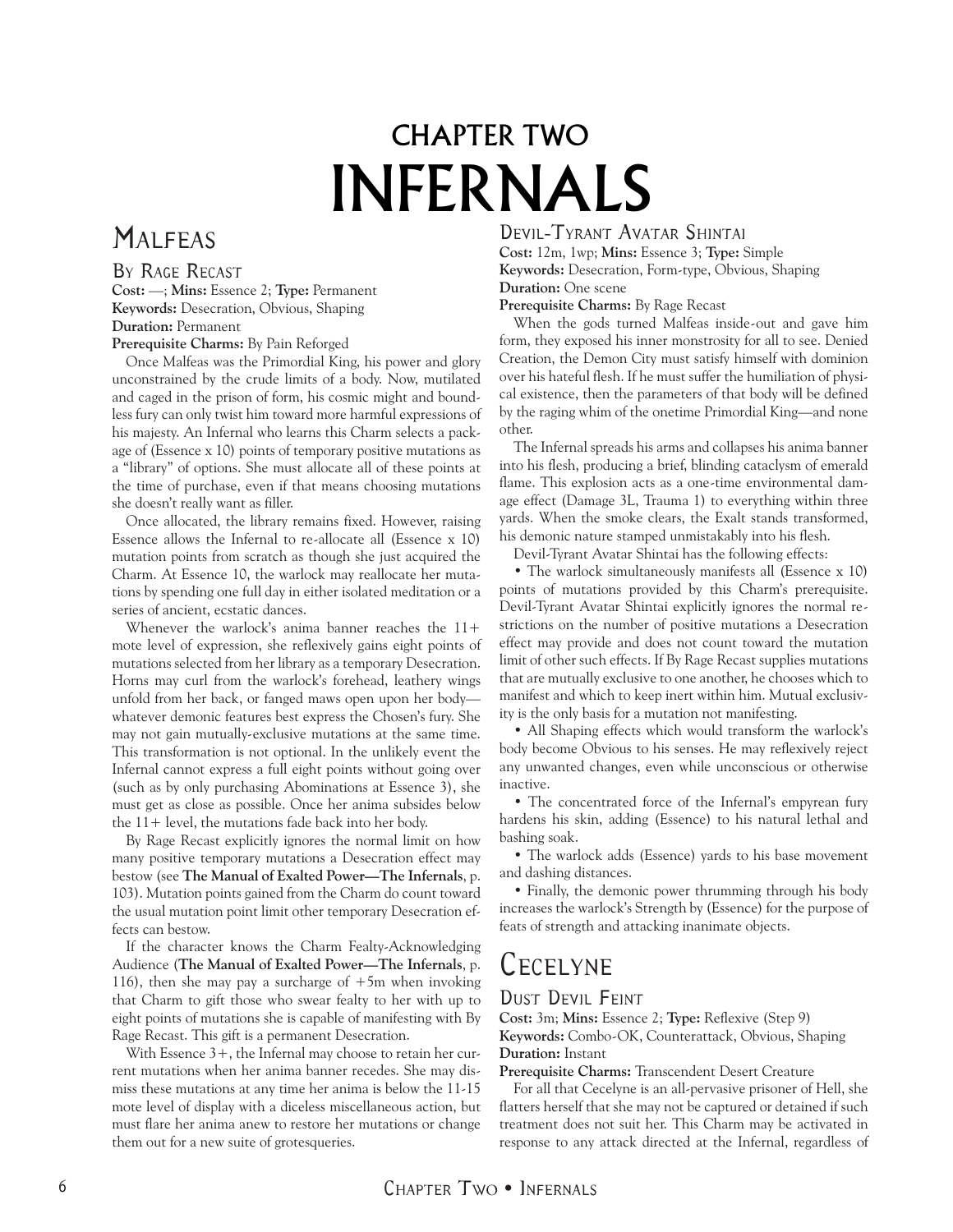# Chapter Two
# Infernals

## Malfeas

### By Rage Recast

**Cost:** —; **Mins:** Essence 2; **Type:** Permanent
**Keywords:** Desecration, Obvious, Shaping
**Duration:** Permanent
**Prerequisite Charms:** By Pain Reforged

Once Malfeas was the Primordial King, his power and glory unconstrained by the crude limits of a body. Now, mutilated and caged in the prison of form, his cosmic might and boundless fury can only twist him toward more harmful expressions of his majesty. An Infernal who learns this Charm selects a package of (Essence x 10) points of temporary positive mutations as a "library" of options. She must allocate all of these points at the time of purchase, even if that means choosing mutations she doesn't really want as filler.

Once allocated, the library remains fixed. However, raising Essence allows the Infernal to re-allocate all (Essence x 10) mutation points from scratch as though she just acquired the Charm. At Essence 10, the warlock may reallocate her mutations by spending one full day in either isolated meditation or a series of ancient, ecstatic dances.

Whenever the warlock's anima banner reaches the 11+ mote level of expression, she reflexively gains eight points of mutations selected from her library as a temporary Desecration. Horns may curl from the warlock's forehead, leathery wings unfold from her back, or fanged maws open upon her body—whatever demonic features best express the Chosen's fury. She may not gain mutually-exclusive mutations at the same time. This transformation is not optional. In the unlikely event the Infernal cannot express a full eight points without going over (such as by only purchasing Abominations at Essence 3), she must get as close as possible. Once her anima subsides below the 11+ level, the mutations fade back into her body.

By Rage Recast explicitly ignores the normal limit on how many positive temporary mutations a Desecration effect may bestow (see **The Manual of Exalted Power—The Infernals**, p. 103). Mutation points gained from the Charm do count toward the usual mutation point limit other temporary Desecration effects can bestow.

If the character knows the Charm Fealty-Acknowledging Audience (**The Manual of Exalted Power—The Infernals**, p. 116), then she may pay a surcharge of +5m when invoking that Charm to gift those who swear fealty to her with up to eight points of mutations she is capable of manifesting with By Rage Recast. This gift is a permanent Desecration.

With Essence 3+, the Infernal may choose to retain her current mutations when her anima banner recedes. She may dismiss these mutations at any time her anima is below the 11-15 mote level of display with a diceless miscellaneous action, but must flare her anima anew to restore her mutations or change them out for a new suite of grotesqueries.

### Devil-Tyrant Avatar Shintai

**Cost:** 12m, 1wp; **Mins:** Essence 3; **Type:** Simple
**Keywords:** Desecration, Form-type, Obvious, Shaping
**Duration:** One scene
**Prerequisite Charms:** By Rage Recast

When the gods turned Malfeas inside-out and gave him form, they exposed his inner monstrosity for all to see. Denied Creation, the Demon City must satisfy himself with dominion over his hateful flesh. If he must suffer the humiliation of physical existence, then the parameters of that body will be defined by the raging whim of the onetime Primordial King—and none other.

The Infernal spreads his arms and collapses his anima banner into his flesh, producing a brief, blinding cataclysm of emerald flame. This explosion acts as a one-time environmental damage effect (Damage 3L, Trauma 1) to everything within three yards. When the smoke clears, the Exalt stands transformed, his demonic nature stamped unmistakably into his flesh.

Devil-Tyrant Avatar Shintai has the following effects:

- The warlock simultaneously manifests all (Essence x 10) points of mutations provided by this Charm's prerequisite. Devil-Tyrant Avatar Shintai explicitly ignores the normal restrictions on the number of positive mutations a Desecration effect may provide and does not count toward the mutation limit of other such effects. If By Rage Recast supplies mutations that are mutually exclusive to one another, he chooses which to manifest and which to keep inert within him. Mutual exclusivity is the only basis for a mutation not manifesting.
- All Shaping effects which would transform the warlock's body become Obvious to his senses. He may reflexively reject any unwanted changes, even while unconscious or otherwise inactive.
- The concentrated force of the Infernal's empyrean fury hardens his skin, adding (Essence) to his natural lethal and bashing soak.
- The warlock adds (Essence) yards to his base movement and dashing distances.
- Finally, the demonic power thrumming through his body increases the warlock's Strength by (Essence) for the purpose of feats of strength and attacking inanimate objects.

## Cecelyne

### Dust Devil Feint

**Cost:** 3m; **Mins:** Essence 2; **Type:** Reflexive (Step 9)
**Keywords:** Combo-OK, Counterattack, Obvious, Shaping
**Duration:** Instant
**Prerequisite Charms:** Transcendent Desert Creature

For all that Cecelyne is an all-pervasive prisoner of Hell, she flatters herself that she may not be captured or detained if such treatment does not suit her. This Charm may be activated in response to any attack directed at the Infernal, regardless of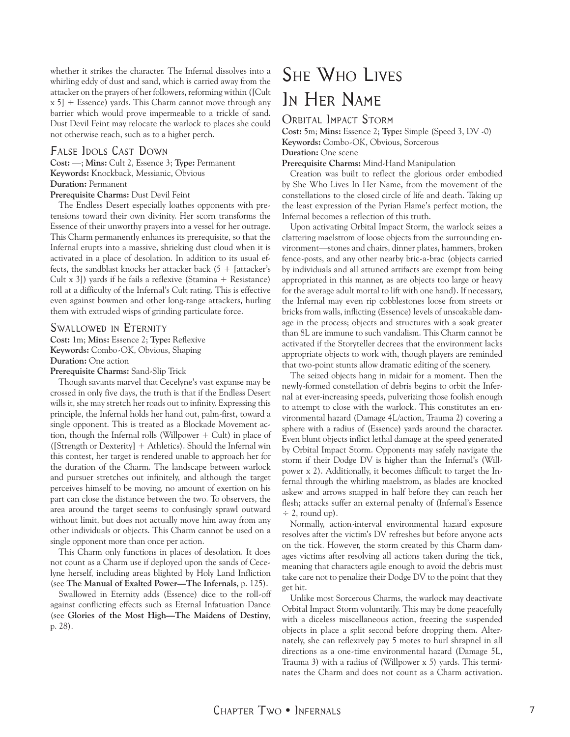whether it strikes the character. The Infernal dissolves into a whirling eddy of dust and sand, which is carried away from the attacker on the prayers of her followers, reforming within ([Cult x 5] + Essence) yards. This Charm cannot move through any barrier which would prove impermeable to a trickle of sand. Dust Devil Feint may relocate the warlock to places she could not otherwise reach, such as to a higher perch.

### False Idols Cast Down

**Cost:** —; **Mins:** Cult 2, Essence 3; **Type:** Permanent
**Keywords:** Knockback, Messianic, Obvious
**Duration:** Permanent
**Prerequisite Charms:** Dust Devil Feint

The Endless Desert especially loathes opponents with pretensions toward their own divinity. Her scorn transforms the Essence of their unworthy prayers into a vessel for her outrage. This Charm permanently enhances its prerequisite, so that the Infernal erupts into a massive, shrieking dust cloud when it is activated in a place of desolation. In addition to its usual effects, the sandblast knocks her attacker back (5 + [attacker's Cult x 3]) yards if he fails a reflexive (Stamina + Resistance) roll at a difficulty of the Infernal's Cult rating. This is effective even against bowmen and other long-range attackers, hurling them with extruded wisps of grinding particulate force.

### Swallowed in Eternity

**Cost:** 1m; **Mins:** Essence 2; **Type:** Reflexive
**Keywords:** Combo-OK, Obvious, Shaping
**Duration:** One action
**Prerequisite Charms:** Sand-Slip Trick

Though savants marvel that Cecelyne's vast expanse may be crossed in only five days, the truth is that if the Endless Desert wills it, she may stretch her roads out to infinity. Expressing this principle, the Infernal holds her hand out, palm-first, toward a single opponent. This is treated as a Blockade Movement action, though the Infernal rolls (Willpower + Cult) in place of ([Strength or Dexterity] + Athletics). Should the Infernal win this contest, her target is rendered unable to approach her for the duration of the Charm. The landscape between warlock and pursuer stretches out infinitely, and although the target perceives himself to be moving, no amount of exertion on his part can close the distance between the two. To observers, the area around the target seems to confusingly sprawl outward without limit, but does not actually move him away from any other individuals or objects. This Charm cannot be used on a single opponent more than once per action.

This Charm only functions in places of desolation. It does not count as a Charm use if deployed upon the sands of Cecelyne herself, including areas blighted by Holy Land Infliction (see **The Manual of Exalted Power—The Infernals**, p. 125).

Swallowed in Eternity adds (Essence) dice to the roll-off against conflicting effects such as Eternal Infatuation Dance (see **Glories of the Most High—The Maidens of Destiny**, p. 28).

## She Who Lives In Her Name

### Orbital Impact Storm

**Cost:** 5m; **Mins:** Essence 2; **Type:** Simple (Speed 3, DV -0)
**Keywords:** Combo-OK, Obvious, Sorcerous
**Duration:** One scene
**Prerequisite Charms:** Mind-Hand Manipulation

Creation was built to reflect the glorious order embodied by She Who Lives In Her Name, from the movement of the constellations to the closed circle of life and death. Taking up the least expression of the Pyrian Flame's perfect motion, the Infernal becomes a reflection of this truth.

Upon activating Orbital Impact Storm, the warlock seizes a clattering maelstrom of loose objects from the surrounding environment—stones and chairs, dinner plates, hammers, broken fence-posts, and any other nearby bric-a-brac (objects carried by individuals and all attuned artifacts are exempt from being appropriated in this manner, as are objects too large or heavy for the average adult mortal to lift with one hand). If necessary, the Infernal may even rip cobblestones loose from streets or bricks from walls, inflicting (Essence) levels of unsoakable damage in the process; objects and structures with a soak greater than 8L are immune to such vandalism. This Charm cannot be activated if the Storyteller decrees that the environment lacks appropriate objects to work with, though players are reminded that two-point stunts allow dramatic editing of the scenery.

The seized objects hang in midair for a moment. Then the newly-formed constellation of debris begins to orbit the Infernal at ever-increasing speeds, pulverizing those foolish enough to attempt to close with the warlock. This constitutes an environmental hazard (Damage 4L/action, Trauma 2) covering a sphere with a radius of (Essence) yards around the character. Even blunt objects inflict lethal damage at the speed generated by Orbital Impact Storm. Opponents may safely navigate the storm if their Dodge DV is higher than the Infernal's (Willpower x 2). Additionally, it becomes difficult to target the Infernal through the whirling maelstrom, as blades are knocked askew and arrows snapped in half before they can reach her flesh; attacks suffer an external penalty of (Infernal's Essence ÷ 2, round up).

Normally, action-interval environmental hazard exposure resolves after the victim's DV refreshes but before anyone acts on the tick. However, the storm created by this Charm damages victims after resolving all actions taken during the tick, meaning that characters agile enough to avoid the debris must take care not to penalize their Dodge DV to the point that they get hit.

Unlike most Sorcerous Charms, the warlock may deactivate Orbital Impact Storm voluntarily. This may be done peacefully with a diceless miscellaneous action, freezing the suspended objects in place a split second before dropping them. Alternately, she can reflexively pay 5 motes to hurl shrapnel in all directions as a one-time environmental hazard (Damage 5L, Trauma 3) with a radius of (Willpower x 5) yards. This terminates the Charm and does not count as a Charm activation.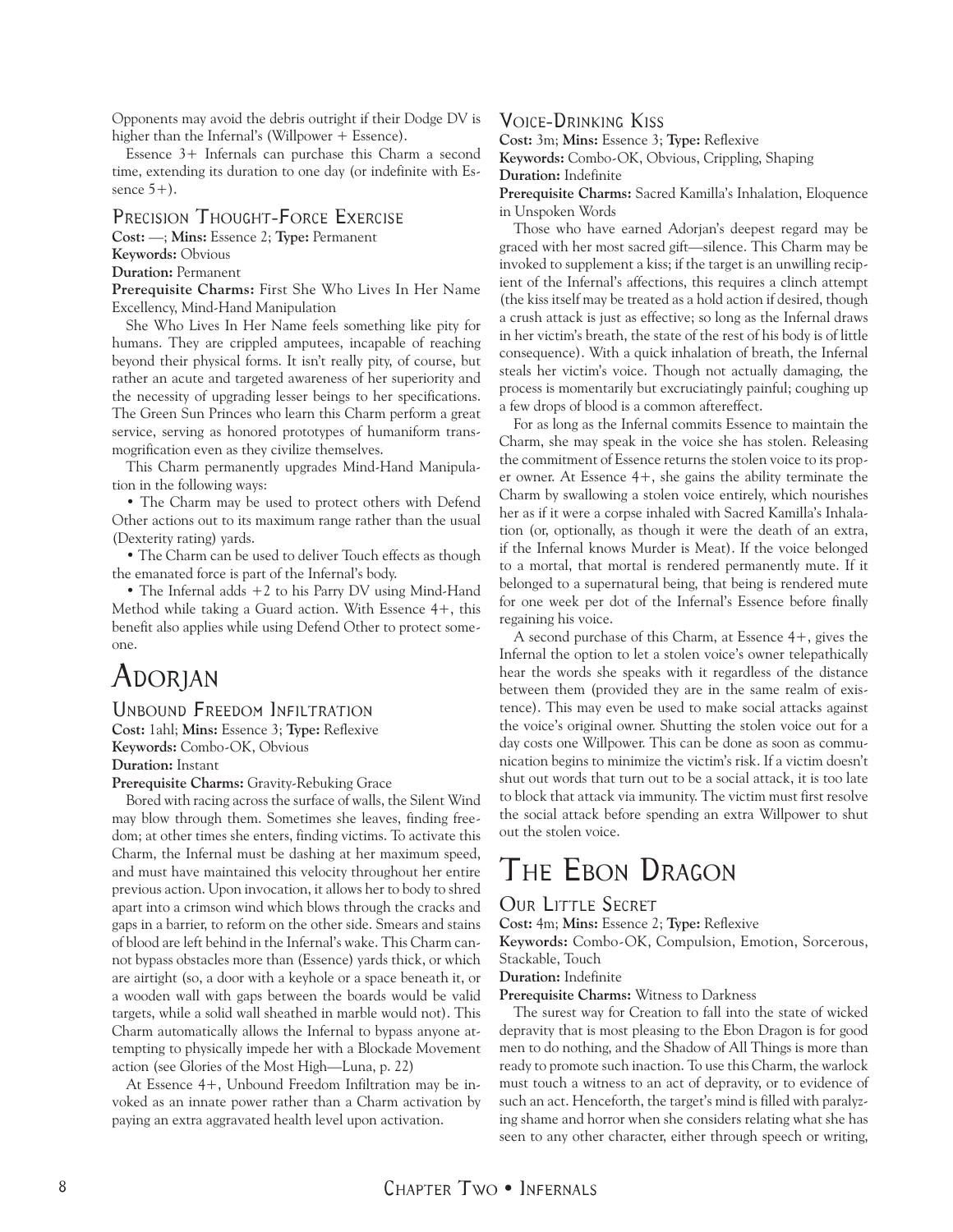Opponents may avoid the debris outright if their Dodge DV is higher than the Infernal's (Willpower + Essence).

Essence 3+ Infernals can purchase this Charm a second time, extending its duration to one day (or indefinite with Essence 5+).

### Precision Thought-Force Exercise

**Cost:** —; **Mins:** Essence 2; **Type:** Permanent
**Keywords:** Obvious
**Duration:** Permanent
**Prerequisite Charms:** First She Who Lives In Her Name Excellency, Mind-Hand Manipulation

She Who Lives In Her Name feels something like pity for humans. They are crippled amputees, incapable of reaching beyond their physical forms. It isn't really pity, of course, but rather an acute and targeted awareness of her superiority and the necessity of upgrading lesser beings to her specifications. The Green Sun Princes who learn this Charm perform a great service, serving as honored prototypes of humaniform transmogrification even as they civilize themselves.

This Charm permanently upgrades Mind-Hand Manipulation in the following ways:

- The Charm may be used to protect others with Defend Other actions out to its maximum range rather than the usual (Dexterity rating) yards.
- The Charm can be used to deliver Touch effects as though the emanated force is part of the Infernal's body.
- The Infernal adds +2 to his Parry DV using Mind-Hand Method while taking a Guard action. With Essence 4+, this benefit also applies while using Defend Other to protect someone.

# Adorjan

### Unbound Freedom Infiltration

**Cost:** 1ahl; **Mins:** Essence 3; **Type:** Reflexive
**Keywords:** Combo-OK, Obvious
**Duration:** Instant
**Prerequisite Charms:** Gravity-Rebuking Grace

Bored with racing across the surface of walls, the Silent Wind may blow through them. Sometimes she leaves, finding freedom; at other times she enters, finding victims. To activate this Charm, the Infernal must be dashing at her maximum speed, and must have maintained this velocity throughout her entire previous action. Upon invocation, it allows her to body to shred apart into a crimson wind which blows through the cracks and gaps in a barrier, to reform on the other side. Smears and stains of blood are left behind in the Infernal's wake. This Charm cannot bypass obstacles more than (Essence) yards thick, or which are airtight (so, a door with a keyhole or a space beneath it, or a wooden wall with gaps between the boards would be valid targets, while a solid wall sheathed in marble would not). This Charm automatically allows the Infernal to bypass anyone attempting to physically impede her with a Blockade Movement action (see Glories of the Most High—Luna, p. 22)

At Essence 4+, Unbound Freedom Infiltration may be invoked as an innate power rather than a Charm activation by paying an extra aggravated health level upon activation.

### Voice-Drinking Kiss

**Cost:** 3m; **Mins:** Essence 3; **Type:** Reflexive
**Keywords:** Combo-OK, Obvious, Crippling, Shaping
**Duration:** Indefinite
**Prerequisite Charms:** Sacred Kamilla's Inhalation, Eloquence in Unspoken Words

Those who have earned Adorjan's deepest regard may be graced with her most sacred gift—silence. This Charm may be invoked to supplement a kiss; if the target is an unwilling recipient of the Infernal's affections, this requires a clinch attempt (the kiss itself may be treated as a hold action if desired, though a crush attack is just as effective; so long as the Infernal draws in her victim's breath, the state of the rest of his body is of little consequence). With a quick inhalation of breath, the Infernal steals her victim's voice. Though not actually damaging, the process is momentarily but excruciatingly painful; coughing up a few drops of blood is a common aftereffect.

For as long as the Infernal commits Essence to maintain the Charm, she may speak in the voice she has stolen. Releasing the commitment of Essence returns the stolen voice to its proper owner. At Essence 4+, she gains the ability terminate the Charm by swallowing a stolen voice entirely, which nourishes her as if it were a corpse inhaled with Sacred Kamilla's Inhalation (or, optionally, as though it were the death of an extra, if the Infernal knows Murder is Meat). If the voice belonged to a mortal, that mortal is rendered permanently mute. If it belonged to a supernatural being, that being is rendered mute for one week per dot of the Infernal's Essence before finally regaining his voice.

A second purchase of this Charm, at Essence 4+, gives the Infernal the option to let a stolen voice's owner telepathically hear the words she speaks with it regardless of the distance between them (provided they are in the same realm of existence). This may even be used to make social attacks against the voice's original owner. Shutting the stolen voice out for a day costs one Willpower. This can be done as soon as communication begins to minimize the victim's risk. If a victim doesn't shut out words that turn out to be a social attack, it is too late to block that attack via immunity. The victim must first resolve the social attack before spending an extra Willpower to shut out the stolen voice.

# The Ebon Dragon

### Our Little Secret

**Cost:** 4m; **Mins:** Essence 2; **Type:** Reflexive
**Keywords:** Combo-OK, Compulsion, Emotion, Sorcerous, Stackable, Touch
**Duration:** Indefinite
**Prerequisite Charms:** Witness to Darkness

The surest way for Creation to fall into the state of wicked depravity that is most pleasing to the Ebon Dragon is for good men to do nothing, and the Shadow of All Things is more than ready to promote such inaction. To use this Charm, the warlock must touch a witness to an act of depravity, or to evidence of such an act. Henceforth, the target's mind is filled with paralyzing shame and horror when she considers relating what she has seen to any other character, either through speech or writing,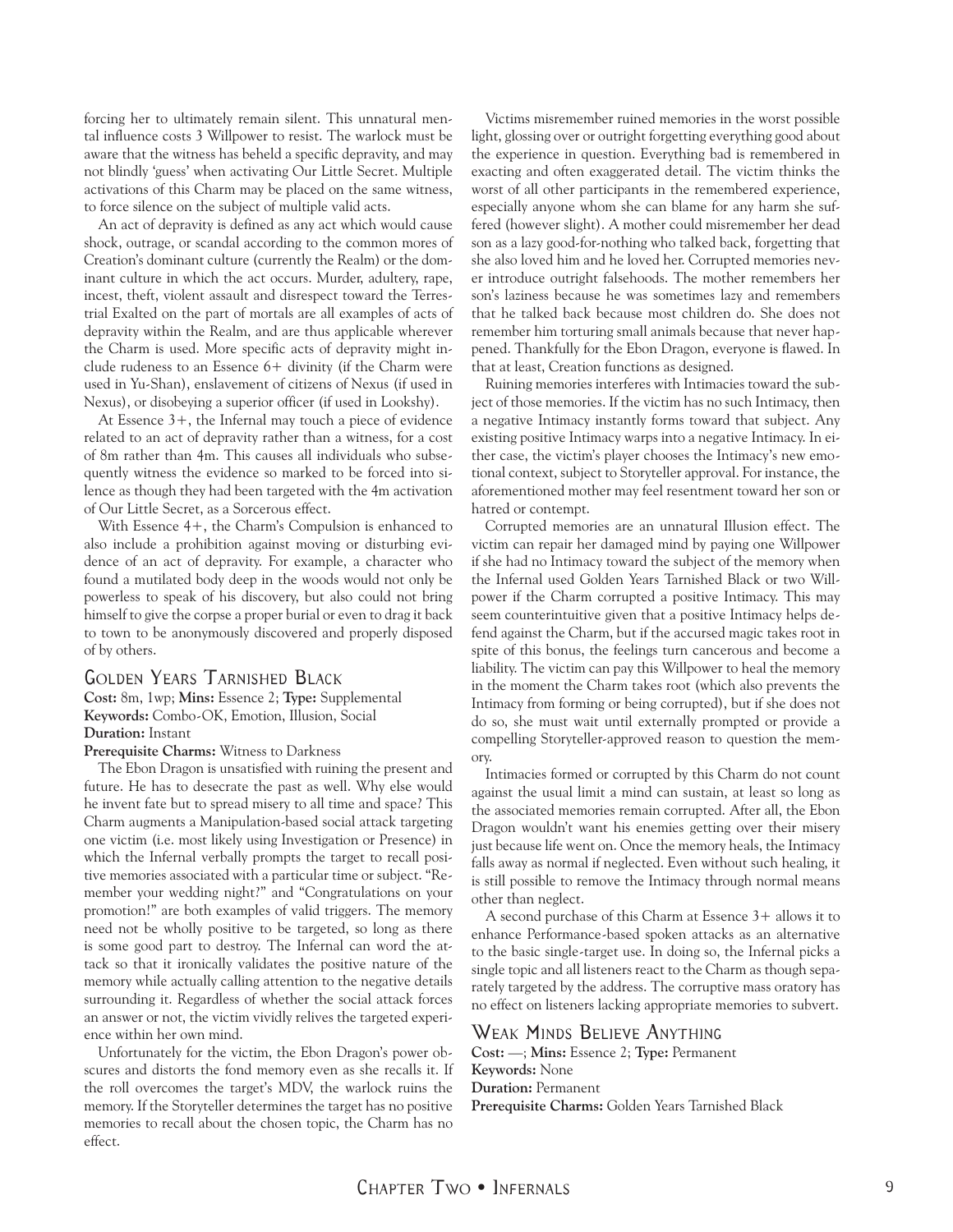forcing her to ultimately remain silent. This unnatural mental influence costs 3 Willpower to resist. The warlock must be aware that the witness has beheld a specific depravity, and may not blindly 'guess' when activating Our Little Secret. Multiple activations of this Charm may be placed on the same witness, to force silence on the subject of multiple valid acts.

An act of depravity is defined as any act which would cause shock, outrage, or scandal according to the common mores of Creation's dominant culture (currently the Realm) or the dominant culture in which the act occurs. Murder, adultery, rape, incest, theft, violent assault and disrespect toward the Terrestrial Exalted on the part of mortals are all examples of acts of depravity within the Realm, and are thus applicable wherever the Charm is used. More specific acts of depravity might include rudeness to an Essence 6+ divinity (if the Charm were used in Yu-Shan), enslavement of citizens of Nexus (if used in Nexus), or disobeying a superior officer (if used in Lookshy).

At Essence 3+, the Infernal may touch a piece of evidence related to an act of depravity rather than a witness, for a cost of 8m rather than 4m. This causes all individuals who subsequently witness the evidence so marked to be forced into silence as though they had been targeted with the 4m activation of Our Little Secret, as a Sorcerous effect.

With Essence 4+, the Charm's Compulsion is enhanced to also include a prohibition against moving or disturbing evidence of an act of depravity. For example, a character who found a mutilated body deep in the woods would not only be powerless to speak of his discovery, but also could not bring himself to give the corpse a proper burial or even to drag it back to town to be anonymously discovered and properly disposed of by others.

## Golden Years Tarnished Black

**Cost:** 8m, 1wp; **Mins:** Essence 2; **Type:** Supplemental
**Keywords:** Combo-OK, Emotion, Illusion, Social
**Duration:** Instant
**Prerequisite Charms:** Witness to Darkness

The Ebon Dragon is unsatisfied with ruining the present and future. He has to desecrate the past as well. Why else would he invent fate but to spread misery to all time and space? This Charm augments a Manipulation-based social attack targeting one victim (i.e. most likely using Investigation or Presence) in which the Infernal verbally prompts the target to recall positive memories associated with a particular time or subject. "Remember your wedding night?" and "Congratulations on your promotion!" are both examples of valid triggers. The memory need not be wholly positive to be targeted, so long as there is some good part to destroy. The Infernal can word the attack so that it ironically validates the positive nature of the memory while actually calling attention to the negative details surrounding it. Regardless of whether the social attack forces an answer or not, the victim vividly relives the targeted experience within her own mind.

Unfortunately for the victim, the Ebon Dragon's power obscures and distorts the fond memory even as she recalls it. If the roll overcomes the target's MDV, the warlock ruins the memory. If the Storyteller determines the target has no positive memories to recall about the chosen topic, the Charm has no effect.

Victims misremember ruined memories in the worst possible light, glossing over or outright forgetting everything good about the experience in question. Everything bad is remembered in exacting and often exaggerated detail. The victim thinks the worst of all other participants in the remembered experience, especially anyone whom she can blame for any harm she suffered (however slight). A mother could misremember her dead son as a lazy good-for-nothing who talked back, forgetting that she also loved him and he loved her. Corrupted memories never introduce outright falsehoods. The mother remembers her son's laziness because he was sometimes lazy and remembers that he talked back because most children do. She does not remember him torturing small animals because that never happened. Thankfully for the Ebon Dragon, everyone is flawed. In that at least, Creation functions as designed.

Ruining memories interferes with Intimacies toward the subject of those memories. If the victim has no such Intimacy, then a negative Intimacy instantly forms toward that subject. Any existing positive Intimacy warps into a negative Intimacy. In either case, the victim's player chooses the Intimacy's new emotional context, subject to Storyteller approval. For instance, the aforementioned mother may feel resentment toward her son or hatred or contempt.

Corrupted memories are an unnatural Illusion effect. The victim can repair her damaged mind by paying one Willpower if she had no Intimacy toward the subject of the memory when the Infernal used Golden Years Tarnished Black or two Willpower if the Charm corrupted a positive Intimacy. This may seem counterintuitive given that a positive Intimacy helps defend against the Charm, but if the accursed magic takes root in spite of this bonus, the feelings turn cancerous and become a liability. The victim can pay this Willpower to heal the memory in the moment the Charm takes root (which also prevents the Intimacy from forming or being corrupted), but if she does not do so, she must wait until externally prompted or provide a compelling Storyteller-approved reason to question the memory.

Intimacies formed or corrupted by this Charm do not count against the usual limit a mind can sustain, at least so long as the associated memories remain corrupted. After all, the Ebon Dragon wouldn't want his enemies getting over their misery just because life went on. Once the memory heals, the Intimacy falls away as normal if neglected. Even without such healing, it is still possible to remove the Intimacy through normal means other than neglect.

A second purchase of this Charm at Essence 3+ allows it to enhance Performance-based spoken attacks as an alternative to the basic single-target use. In doing so, the Infernal picks a single topic and all listeners react to the Charm as though separately targeted by the address. The corruptive mass oratory has no effect on listeners lacking appropriate memories to subvert.

## Weak Minds Believe Anything

**Cost:** —; **Mins:** Essence 2; **Type:** Permanent
**Keywords:** None
**Duration:** Permanent
**Prerequisite Charms:** Golden Years Tarnished Black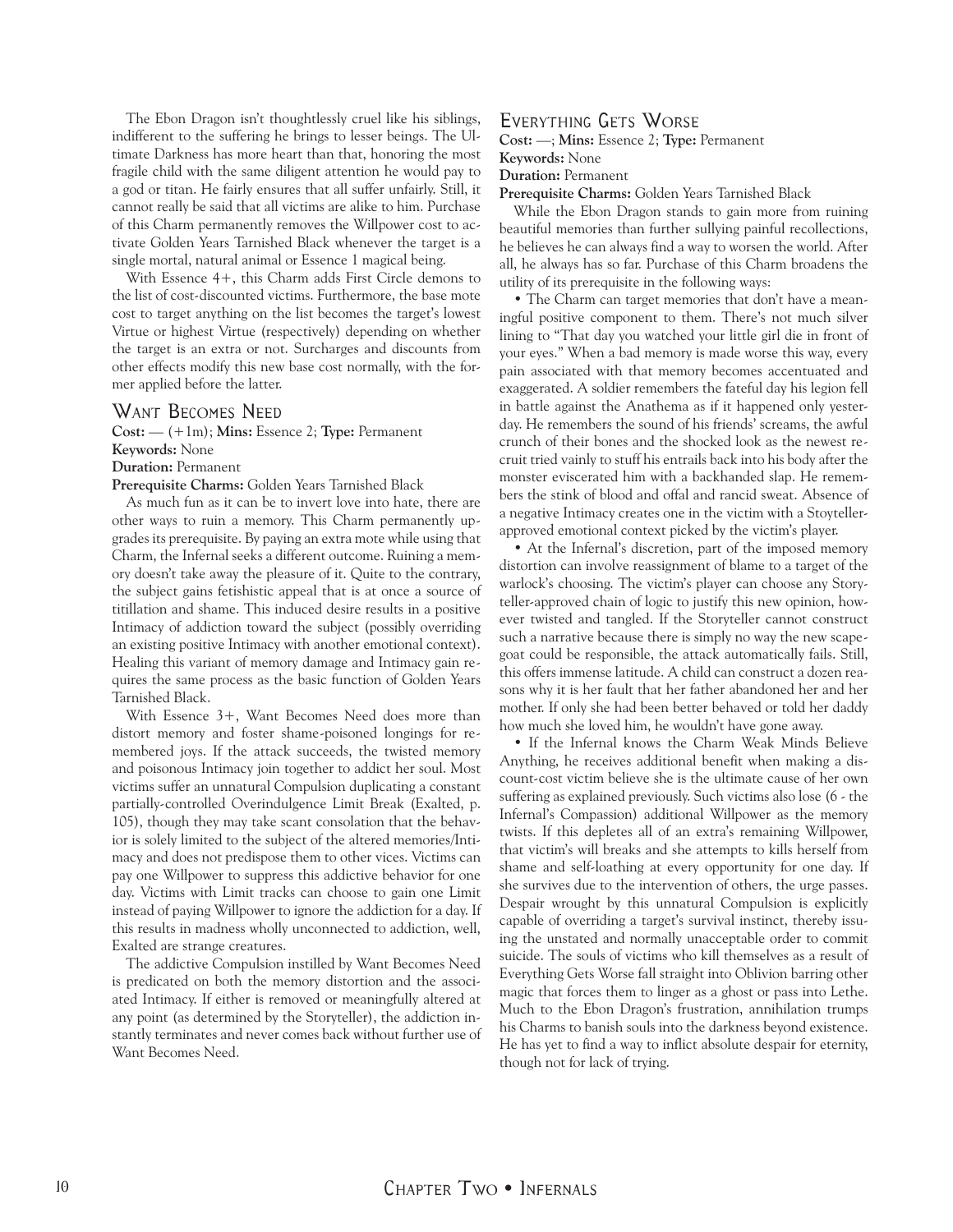The Ebon Dragon isn't thoughtlessly cruel like his siblings, indifferent to the suffering he brings to lesser beings. The Ultimate Darkness has more heart than that, honoring the most fragile child with the same diligent attention he would pay to a god or titan. He fairly ensures that all suffer unfairly. Still, it cannot really be said that all victims are alike to him. Purchase of this Charm permanently removes the Willpower cost to activate Golden Years Tarnished Black whenever the target is a single mortal, natural animal or Essence 1 magical being.

With Essence 4+, this Charm adds First Circle demons to the list of cost-discounted victims. Furthermore, the base mote cost to target anything on the list becomes the target's lowest Virtue or highest Virtue (respectively) depending on whether the target is an extra or not. Surcharges and discounts from other effects modify this new base cost normally, with the former applied before the latter.

### Want Becomes Need

**Cost:** — (+1m); **Mins:** Essence 2; **Type:** Permanent
**Keywords:** None
**Duration:** Permanent
**Prerequisite Charms:** Golden Years Tarnished Black

As much fun as it can be to invert love into hate, there are other ways to ruin a memory. This Charm permanently upgrades its prerequisite. By paying an extra mote while using that Charm, the Infernal seeks a different outcome. Ruining a memory doesn't take away the pleasure of it. Quite to the contrary, the subject gains fetishistic appeal that is at once a source of titillation and shame. This induced desire results in a positive Intimacy of addiction toward the subject (possibly overriding an existing positive Intimacy with another emotional context). Healing this variant of memory damage and Intimacy gain requires the same process as the basic function of Golden Years Tarnished Black.

With Essence 3+, Want Becomes Need does more than distort memory and foster shame-poisoned longings for remembered joys. If the attack succeeds, the twisted memory and poisonous Intimacy join together to addict her soul. Most victims suffer an unnatural Compulsion duplicating a constant partially-controlled Overindulgence Limit Break (Exalted, p. 105), though they may take scant consolation that the behavior is solely limited to the subject of the altered memories/Intimacy and does not predispose them to other vices. Victims can pay one Willpower to suppress this addictive behavior for one day. Victims with Limit tracks can choose to gain one Limit instead of paying Willpower to ignore the addiction for a day. If this results in madness wholly unconnected to addiction, well, Exalted are strange creatures.

The addictive Compulsion instilled by Want Becomes Need is predicated on both the memory distortion and the associated Intimacy. If either is removed or meaningfully altered at any point (as determined by the Storyteller), the addiction instantly terminates and never comes back without further use of Want Becomes Need.

### Everything Gets Worse

**Cost:** —; **Mins:** Essence 2; **Type:** Permanent
**Keywords:** None
**Duration:** Permanent
**Prerequisite Charms:** Golden Years Tarnished Black

While the Ebon Dragon stands to gain more from ruining beautiful memories than further sullying painful recollections, he believes he can always find a way to worsen the world. After all, he always has so far. Purchase of this Charm broadens the utility of its prerequisite in the following ways:

- The Charm can target memories that don't have a meaningful positive component to them. There's not much silver lining to "That day you watched your little girl die in front of your eyes." When a bad memory is made worse this way, every pain associated with that memory becomes accentuated and exaggerated. A soldier remembers the fateful day his legion fell in battle against the Anathema as if it happened only yesterday. He remembers the sound of his friends' screams, the awful crunch of their bones and the shocked look as the newest recruit tried vainly to stuff his entrails back into his body after the monster eviscerated him with a backhanded slap. He remembers the stink of blood and offal and rancid sweat. Absence of a negative Intimacy creates one in the victim with a Stoyteller-approved emotional context picked by the victim's player.

- At the Infernal's discretion, part of the imposed memory distortion can involve reassignment of blame to a target of the warlock's choosing. The victim's player can choose any Storyteller-approved chain of logic to justify this new opinion, however twisted and tangled. If the Storyteller cannot construct such a narrative because there is simply no way the new scapegoat could be responsible, the attack automatically fails. Still, this offers immense latitude. A child can construct a dozen reasons why it is her fault that her father abandoned her and her mother. If only she had been better behaved or told her daddy how much she loved him, he wouldn't have gone away.

- If the Infernal knows the Charm Weak Minds Believe Anything, he receives additional benefit when making a discount-cost victim believe she is the ultimate cause of her own suffering as explained previously. Such victims also lose (6 - the Infernal's Compassion) additional Willpower as the memory twists. If this depletes all of an extra's remaining Willpower, that victim's will breaks and she attempts to kills herself from shame and self-loathing at every opportunity for one day. If she survives due to the intervention of others, the urge passes. Despair wrought by this unnatural Compulsion is explicitly capable of overriding a target's survival instinct, thereby issuing the unstated and normally unacceptable order to commit suicide. The souls of victims who kill themselves as a result of Everything Gets Worse fall straight into Oblivion barring other magic that forces them to linger as a ghost or pass into Lethe. Much to the Ebon Dragon's frustration, annihilation trumps his Charms to banish souls into the darkness beyond existence. He has yet to find a way to inflict absolute despair for eternity, though not for lack of trying.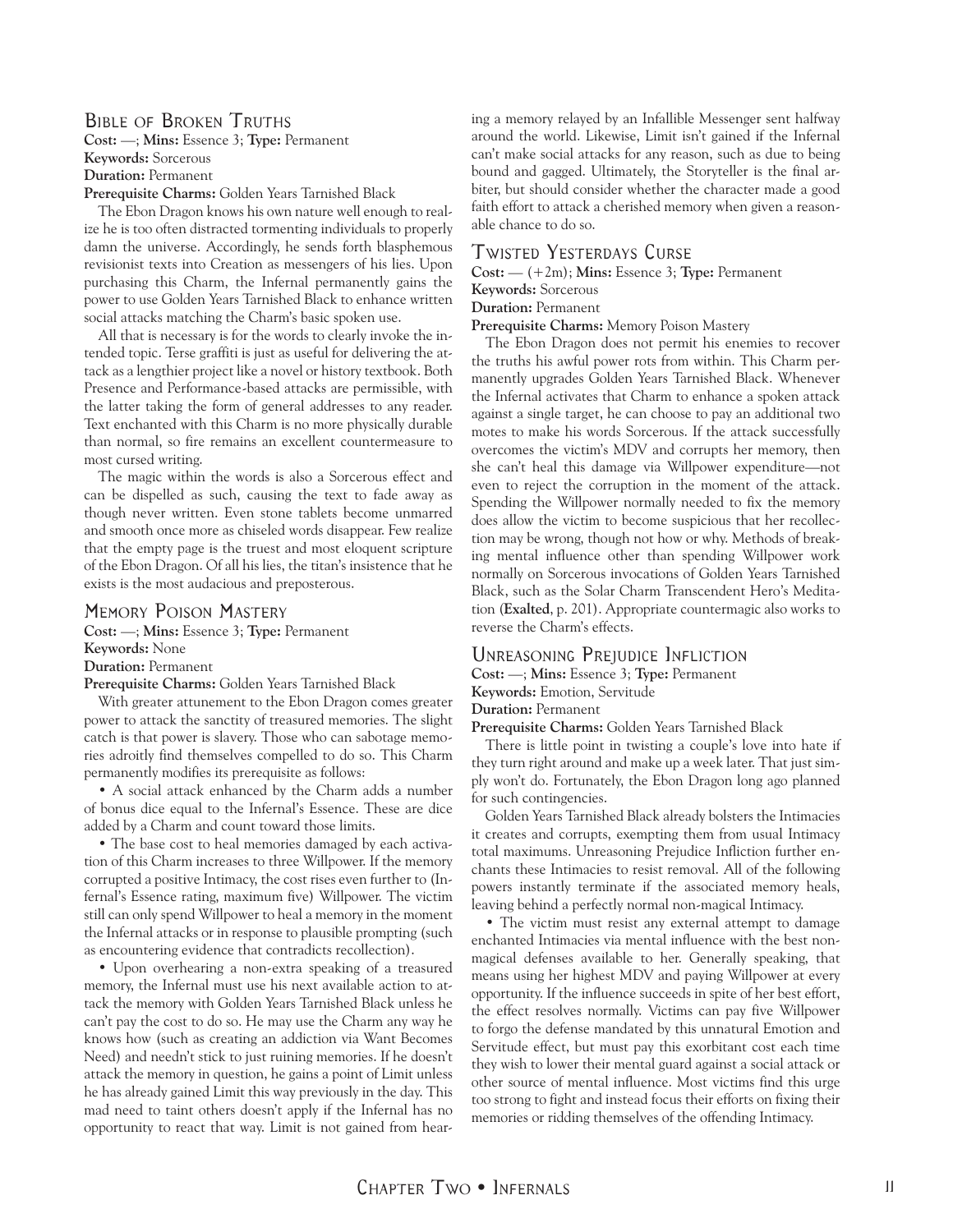### Bible of Broken Truths

**Cost:** —; **Mins:** Essence 3; **Type:** Permanent
**Keywords:** Sorcerous
**Duration:** Permanent
**Prerequisite Charms:** Golden Years Tarnished Black

The Ebon Dragon knows his own nature well enough to realize he is too often distracted tormenting individuals to properly damn the universe. Accordingly, he sends forth blasphemous revisionist texts into Creation as messengers of his lies. Upon purchasing this Charm, the Infernal permanently gains the power to use Golden Years Tarnished Black to enhance written social attacks matching the Charm's basic spoken use.

All that is necessary is for the words to clearly invoke the intended topic. Terse graffiti is just as useful for delivering the attack as a lengthier project like a novel or history textbook. Both Presence and Performance-based attacks are permissible, with the latter taking the form of general addresses to any reader. Text enchanted with this Charm is no more physically durable than normal, so fire remains an excellent countermeasure to most cursed writing.

The magic within the words is also a Sorcerous effect and can be dispelled as such, causing the text to fade away as though never written. Even stone tablets become unmarred and smooth once more as chiseled words disappear. Few realize that the empty page is the truest and most eloquent scripture of the Ebon Dragon. Of all his lies, the titan's insistence that he exists is the most audacious and preposterous.

### Memory Poison Mastery

**Cost:** —; **Mins:** Essence 3; **Type:** Permanent
**Keywords:** None
**Duration:** Permanent
**Prerequisite Charms:** Golden Years Tarnished Black

With greater attunement to the Ebon Dragon comes greater power to attack the sanctity of treasured memories. The slight catch is that power is slavery. Those who can sabotage memories adroitly find themselves compelled to do so. This Charm permanently modifies its prerequisite as follows:

- A social attack enhanced by the Charm adds a number of bonus dice equal to the Infernal's Essence. These are dice added by a Charm and count toward those limits.
- The base cost to heal memories damaged by each activation of this Charm increases to three Willpower. If the memory corrupted a positive Intimacy, the cost rises even further to (Infernal's Essence rating, maximum five) Willpower. The victim still can only spend Willpower to heal a memory in the moment the Infernal attacks or in response to plausible prompting (such as encountering evidence that contradicts recollection).
- Upon overhearing a non-extra speaking of a treasured memory, the Infernal must use his next available action to attack the memory with Golden Years Tarnished Black unless he can't pay the cost to do so. He may use the Charm any way he knows how (such as creating an addiction via Want Becomes Need) and needn't stick to just ruining memories. If he doesn't attack the memory in question, he gains a point of Limit unless he has already gained Limit this way previously in the day. This mad need to taint others doesn't apply if the Infernal has no opportunity to react that way. Limit is not gained from hearing a memory relayed by an Infallible Messenger sent halfway around the world. Likewise, Limit isn't gained if the Infernal can't make social attacks for any reason, such as due to being bound and gagged. Ultimately, the Storyteller is the final arbiter, but should consider whether the character made a good faith effort to attack a cherished memory when given a reasonable chance to do so.

### Twisted Yesterdays Curse

**Cost:** — (+2m); **Mins:** Essence 3; **Type:** Permanent
**Keywords:** Sorcerous
**Duration:** Permanent
**Prerequisite Charms:** Memory Poison Mastery

The Ebon Dragon does not permit his enemies to recover the truths his awful power rots from within. This Charm permanently upgrades Golden Years Tarnished Black. Whenever the Infernal activates that Charm to enhance a spoken attack against a single target, he can choose to pay an additional two motes to make his words Sorcerous. If the attack successfully overcomes the victim's MDV and corrupts her memory, then she can't heal this damage via Willpower expenditure—not even to reject the corruption in the moment of the attack. Spending the Willpower normally needed to fix the memory does allow the victim to become suspicious that her recollection may be wrong, though not how or why. Methods of breaking mental influence other than spending Willpower work normally on Sorcerous invocations of Golden Years Tarnished Black, such as the Solar Charm Transcendent Hero's Meditation (**Exalted**, p. 201). Appropriate countermagic also works to reverse the Charm's effects.

### Unreasoning Prejudice Infliction

**Cost:** —; **Mins:** Essence 3; **Type:** Permanent
**Keywords:** Emotion, Servitude
**Duration:** Permanent
**Prerequisite Charms:** Golden Years Tarnished Black

There is little point in twisting a couple's love into hate if they turn right around and make up a week later. That just simply won't do. Fortunately, the Ebon Dragon long ago planned for such contingencies.

Golden Years Tarnished Black already bolsters the Intimacies it creates and corrupts, exempting them from usual Intimacy total maximums. Unreasoning Prejudice Infliction further enchants these Intimacies to resist removal. All of the following powers instantly terminate if the associated memory heals, leaving behind a perfectly normal non-magical Intimacy.

- The victim must resist any external attempt to damage enchanted Intimacies via mental influence with the best non-magical defenses available to her. Generally speaking, that means using her highest MDV and paying Willpower at every opportunity. If the influence succeeds in spite of her best effort, the effect resolves normally. Victims can pay five Willpower to forgo the defense mandated by this unnatural Emotion and Servitude effect, but must pay this exorbitant cost each time they wish to lower their mental guard against a social attack or other source of mental influence. Most victims find this urge too strong to fight and instead focus their efforts on fixing their memories or ridding themselves of the offending Intimacy.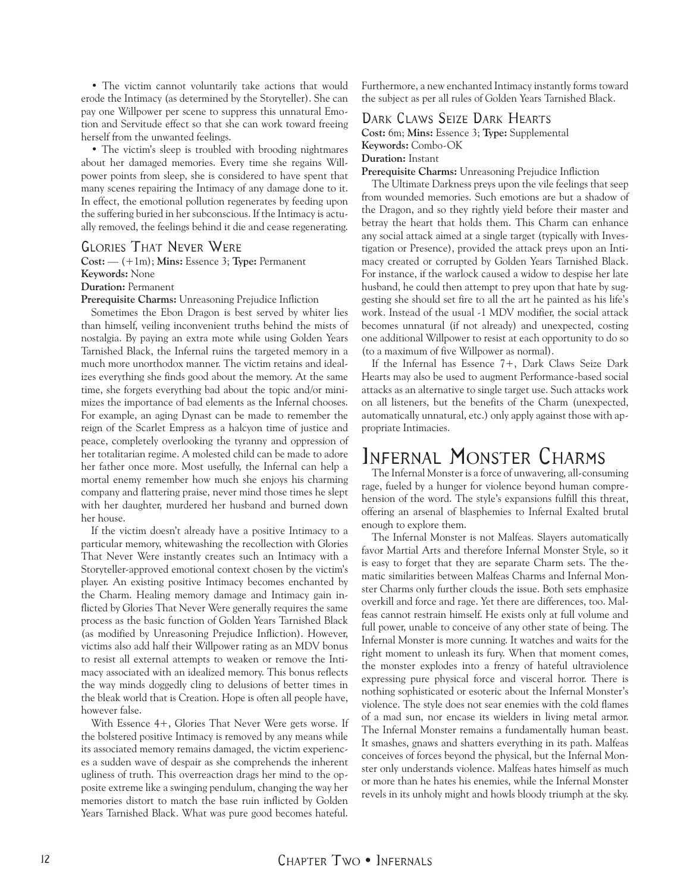• The victim cannot voluntarily take actions that would erode the Intimacy (as determined by the Storyteller). She can pay one Willpower per scene to suppress this unnatural Emotion and Servitude effect so that she can work toward freeing herself from the unwanted feelings.

• The victim's sleep is troubled with brooding nightmares about her damaged memories. Every time she regains Willpower points from sleep, she is considered to have spent that many scenes repairing the Intimacy of any damage done to it. In effect, the emotional pollution regenerates by feeding upon the suffering buried in her subconscious. If the Intimacy is actually removed, the feelings behind it die and cease regenerating.

### Glories That Never Were

**Cost:** — (+1m); **Mins:** Essence 3; **Type:** Permanent
**Keywords:** None
**Duration:** Permanent
**Prerequisite Charms:** Unreasoning Prejudice Infliction

Sometimes the Ebon Dragon is best served by whiter lies than himself, veiling inconvenient truths behind the mists of nostalgia. By paying an extra mote while using Golden Years Tarnished Black, the Infernal ruins the targeted memory in a much more unorthodox manner. The victim retains and idealizes everything she finds good about the memory. At the same time, she forgets everything bad about the topic and/or minimizes the importance of bad elements as the Infernal chooses. For example, an aging Dynast can be made to remember the reign of the Scarlet Empress as a halcyon time of justice and peace, completely overlooking the tyranny and oppression of her totalitarian regime. A molested child can be made to adore her father once more. Most usefully, the Infernal can help a mortal enemy remember how much she enjoys his charming company and flattering praise, never mind those times he slept with her daughter, murdered her husband and burned down her house.

If the victim doesn't already have a positive Intimacy to a particular memory, whitewashing the recollection with Glories That Never Were instantly creates such an Intimacy with a Storyteller-approved emotional context chosen by the victim's player. An existing positive Intimacy becomes enchanted by the Charm. Healing memory damage and Intimacy gain inflicted by Glories That Never Were generally requires the same process as the basic function of Golden Years Tarnished Black (as modified by Unreasoning Prejudice Infliction). However, victims also add half their Willpower rating as an MDV bonus to resist all external attempts to weaken or remove the Intimacy associated with an idealized memory. This bonus reflects the way minds doggedly cling to delusions of better times in the bleak world that is Creation. Hope is often all people have, however false.

With Essence 4+, Glories That Never Were gets worse. If the bolstered positive Intimacy is removed by any means while its associated memory remains damaged, the victim experiences a sudden wave of despair as she comprehends the inherent ugliness of truth. This overreaction drags her mind to the opposite extreme like a swinging pendulum, changing the way her memories distort to match the base ruin inflicted by Golden Years Tarnished Black. What was pure good becomes hateful. Furthermore, a new enchanted Intimacy instantly forms toward the subject as per all rules of Golden Years Tarnished Black.

### Dark Claws Seize Dark Hearts

**Cost:** 6m; **Mins:** Essence 3; **Type:** Supplemental
**Keywords:** Combo-OK
**Duration:** Instant
**Prerequisite Charms:** Unreasoning Prejudice Infliction

The Ultimate Darkness preys upon the vile feelings that seep from wounded memories. Such emotions are but a shadow of the Dragon, and so they rightly yield before their master and betray the heart that holds them. This Charm can enhance any social attack aimed at a single target (typically with Investigation or Presence), provided the attack preys upon an Intimacy created or corrupted by Golden Years Tarnished Black. For instance, if the warlock caused a widow to despise her late husband, he could then attempt to prey upon that hate by suggesting she should set fire to all the art he painted as his life's work. Instead of the usual -1 MDV modifier, the social attack becomes unnatural (if not already) and unexpected, costing one additional Willpower to resist at each opportunity to do so (to a maximum of five Willpower as normal).

If the Infernal has Essence 7+, Dark Claws Seize Dark Hearts may also be used to augment Performance-based social attacks as an alternative to single target use. Such attacks work on all listeners, but the benefits of the Charm (unexpected, automatically unnatural, etc.) only apply against those with appropriate Intimacies.

## Infernal Monster Charms

The Infernal Monster is a force of unwavering, all-consuming rage, fueled by a hunger for violence beyond human comprehension of the word. The style's expansions fulfill this threat, offering an arsenal of blasphemies to Infernal Exalted brutal enough to explore them.

The Infernal Monster is not Malfeas. Slayers automatically favor Martial Arts and therefore Infernal Monster Style, so it is easy to forget that they are separate Charm sets. The thematic similarities between Malfeas Charms and Infernal Monster Charms only further clouds the issue. Both sets emphasize overkill and force and rage. Yet there are differences, too. Malfeas cannot restrain himself. He exists only at full volume and full power, unable to conceive of any other state of being. The Infernal Monster is more cunning. It watches and waits for the right moment to unleash its fury. When that moment comes, the monster explodes into a frenzy of hateful ultraviolence expressing pure physical force and visceral horror. There is nothing sophisticated or esoteric about the Infernal Monster's violence. The style does not sear enemies with the cold flames of a mad sun, nor encase its wielders in living metal armor. The Infernal Monster remains a fundamentally human beast. It smashes, gnaws and shatters everything in its path. Malfeas conceives of forces beyond the physical, but the Infernal Monster only understands violence. Malfeas hates himself as much or more than he hates his enemies, while the Infernal Monster revels in its unholy might and howls bloody triumph at the sky.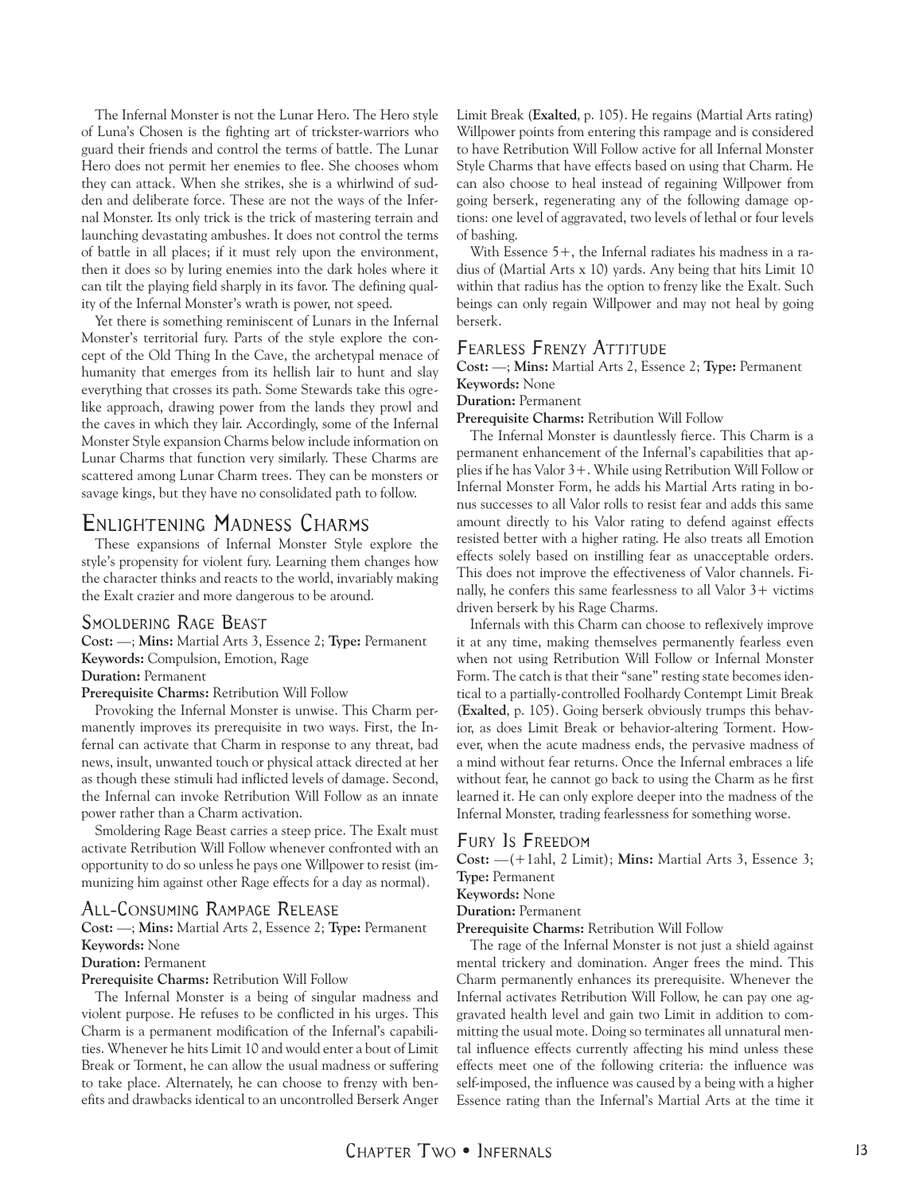The Infernal Monster is not the Lunar Hero. The Hero style of Luna's Chosen is the fighting art of trickster-warriors who guard their friends and control the terms of battle. The Lunar Hero does not permit her enemies to flee. She chooses whom they can attack. When she strikes, she is a whirlwind of sudden and deliberate force. These are not the ways of the Infernal Monster. Its only trick is the trick of mastering terrain and launching devastating ambushes. It does not control the terms of battle in all places; if it must rely upon the environment, then it does so by luring enemies into the dark holes where it can tilt the playing field sharply in its favor. The defining quality of the Infernal Monster's wrath is power, not speed.

Yet there is something reminiscent of Lunars in the Infernal Monster's territorial fury. Parts of the style explore the concept of the Old Thing In the Cave, the archetypal menace of humanity that emerges from its hellish lair to hunt and slay everything that crosses its path. Some Stewards take this ogre-like approach, drawing power from the lands they prowl and the caves in which they lair. Accordingly, some of the Infernal Monster Style expansion Charms below include information on Lunar Charms that function very similarly. These Charms are scattered among Lunar Charm trees. They can be monsters or savage kings, but they have no consolidated path to follow.

## Enlightening Madness Charms

These expansions of Infernal Monster Style explore the style's propensity for violent fury. Learning them changes how the character thinks and reacts to the world, invariably making the Exalt crazier and more dangerous to be around.

### Smoldering Rage Beast

**Cost:** —; **Mins:** Martial Arts 3, Essence 2; **Type:** Permanent
**Keywords:** Compulsion, Emotion, Rage
**Duration:** Permanent
**Prerequisite Charms:** Retribution Will Follow

Provoking the Infernal Monster is unwise. This Charm permanently improves its prerequisite in two ways. First, the Infernal can activate that Charm in response to any threat, bad news, insult, unwanted touch or physical attack directed at her as though these stimuli had inflicted levels of damage. Second, the Infernal can invoke Retribution Will Follow as an innate power rather than a Charm activation.

Smoldering Rage Beast carries a steep price. The Exalt must activate Retribution Will Follow whenever confronted with an opportunity to do so unless he pays one Willpower to resist (immunizing him against other Rage effects for a day as normal).

### All-Consuming Rampage Release

**Cost:** —; **Mins:** Martial Arts 2, Essence 2; **Type:** Permanent
**Keywords:** None
**Duration:** Permanent
**Prerequisite Charms:** Retribution Will Follow

The Infernal Monster is a being of singular madness and violent purpose. He refuses to be conflicted in his urges. This Charm is a permanent modification of the Infernal's capabilities. Whenever he hits Limit 10 and would enter a bout of Limit Break or Torment, he can allow the usual madness or suffering to take place. Alternately, he can choose to frenzy with benefits and drawbacks identical to an uncontrolled Berserk Anger Limit Break (**Exalted**, p. 105). He regains (Martial Arts rating) Willpower points from entering this rampage and is considered to have Retribution Will Follow active for all Infernal Monster Style Charms that have effects based on using that Charm. He can also choose to heal instead of regaining Willpower from going berserk, regenerating any of the following damage options: one level of aggravated, two levels of lethal or four levels of bashing.

With Essence 5+, the Infernal radiates his madness in a radius of (Martial Arts x 10) yards. Any being that hits Limit 10 within that radius has the option to frenzy like the Exalt. Such beings can only regain Willpower and may not heal by going berserk.

### Fearless Frenzy Attitude

**Cost:** —; **Mins:** Martial Arts 2, Essence 2; **Type:** Permanent
**Keywords:** None
**Duration:** Permanent
**Prerequisite Charms:** Retribution Will Follow

The Infernal Monster is dauntlessly fierce. This Charm is a permanent enhancement of the Infernal's capabilities that applies if he has Valor 3+. While using Retribution Will Follow or Infernal Monster Form, he adds his Martial Arts rating in bonus successes to all Valor rolls to resist fear and adds this same amount directly to his Valor rating to defend against effects resisted better with a higher rating. He also treats all Emotion effects solely based on instilling fear as unacceptable orders. This does not improve the effectiveness of Valor channels. Finally, he confers this same fearlessness to all Valor 3+ victims driven berserk by his Rage Charms.

Infernals with this Charm can choose to reflexively improve it at any time, making themselves permanently fearless even when not using Retribution Will Follow or Infernal Monster Form. The catch is that their "sane" resting state becomes identical to a partially-controlled Foolhardy Contempt Limit Break (**Exalted**, p. 105). Going berserk obviously trumps this behavior, as does Limit Break or behavior-altering Torment. However, when the acute madness ends, the pervasive madness of a mind without fear returns. Once the Infernal embraces a life without fear, he cannot go back to using the Charm as he first learned it. He can only explore deeper into the madness of the Infernal Monster, trading fearlessness for something worse.

### Fury Is Freedom

**Cost:** —(+1ahl, 2 Limit); **Mins:** Martial Arts 3, Essence 3; **Type:** Permanent
**Keywords:** None
**Duration:** Permanent
**Prerequisite Charms:** Retribution Will Follow

The rage of the Infernal Monster is not just a shield against mental trickery and domination. Anger frees the mind. This Charm permanently enhances its prerequisite. Whenever the Infernal activates Retribution Will Follow, he can pay one aggravated health level and gain two Limit in addition to committing the usual mote. Doing so terminates all unnatural mental influence effects currently affecting his mind unless these effects meet one of the following criteria: the influence was self-imposed, the influence was caused by a being with a higher Essence rating than the Infernal's Martial Arts at the time it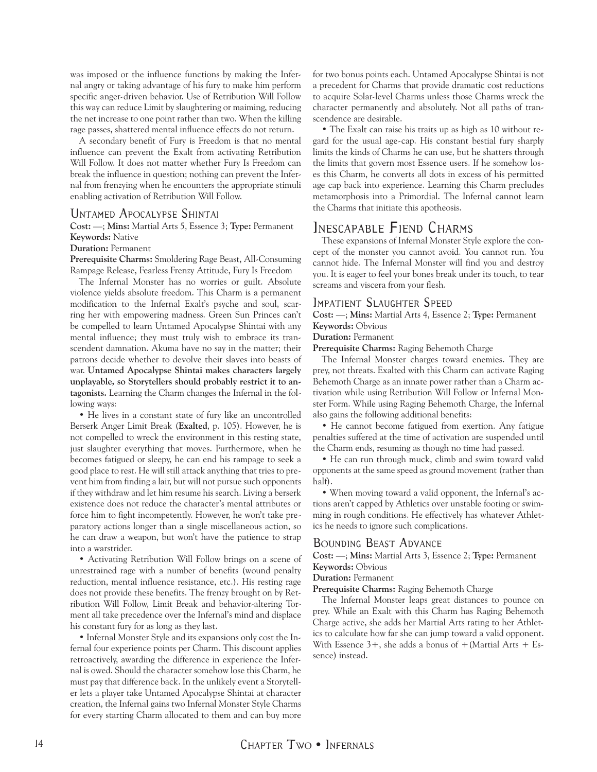was imposed or the influence functions by making the Infernal angry or taking advantage of his fury to make him perform specific anger-driven behavior. Use of Retribution Will Follow this way can reduce Limit by slaughtering or maiming, reducing the net increase to one point rather than two. When the killing rage passes, shattered mental influence effects do not return.

A secondary benefit of Fury is Freedom is that no mental influence can prevent the Exalt from activating Retribution Will Follow. It does not matter whether Fury Is Freedom can break the influence in question; nothing can prevent the Infernal from frenzying when he encounters the appropriate stimuli enabling activation of Retribution Will Follow.

### Untamed Apocalypse Shintai

**Cost:** —; **Mins:** Martial Arts 5, Essence 3; **Type:** Permanent
**Keywords:** Native
**Duration:** Permanent
**Prerequisite Charms:** Smoldering Rage Beast, All-Consuming Rampage Release, Fearless Frenzy Attitude, Fury Is Freedom

The Infernal Monster has no worries or guilt. Absolute violence yields absolute freedom. This Charm is a permanent modification to the Infernal Exalt's psyche and soul, scarring her with empowering madness. Green Sun Princes can't be compelled to learn Untamed Apocalypse Shintai with any mental influence; they must truly wish to embrace its transcendent damnation. Akuma have no say in the matter; their patrons decide whether to devolve their slaves into beasts of war. **Untamed Apocalypse Shintai makes characters largely unplayable, so Storytellers should probably restrict it to antagonists.** Learning the Charm changes the Infernal in the following ways:

- He lives in a constant state of fury like an uncontrolled Berserk Anger Limit Break (**Exalted**, p. 105). However, he is not compelled to wreck the environment in this resting state, just slaughter everything that moves. Furthermore, when he becomes fatigued or sleepy, he can end his rampage to seek a good place to rest. He will still attack anything that tries to prevent him from finding a lair, but will not pursue such opponents if they withdraw and let him resume his search. Living a berserk existence does not reduce the character's mental attributes or force him to fight incompetently. However, he won't take preparatory actions longer than a single miscellaneous action, so he can draw a weapon, but won't have the patience to strap into a warstrider.
- Activating Retribution Will Follow brings on a scene of unrestrained rage with a number of benefits (wound penalty reduction, mental influence resistance, etc.). His resting rage does not provide these benefits. The frenzy brought on by Retribution Will Follow, Limit Break and behavior-altering Torment all take precedence over the Infernal's mind and displace his constant fury for as long as they last.
- Infernal Monster Style and its expansions only cost the Infernal four experience points per Charm. This discount applies retroactively, awarding the difference in experience the Infernal is owed. Should the character somehow lose this Charm, he must pay that difference back. In the unlikely event a Storyteller lets a player take Untamed Apocalypse Shintai at character creation, the Infernal gains two Infernal Monster Style Charms for every starting Charm allocated to them and can buy more for two bonus points each. Untamed Apocalypse Shintai is not a precedent for Charms that provide dramatic cost reductions to acquire Solar-level Charms unless those Charms wreck the character permanently and absolutely. Not all paths of transcendence are desirable.
- The Exalt can raise his traits up as high as 10 without regard for the usual age-cap. His constant bestial fury sharply limits the kinds of Charms he can use, but he shatters through the limits that govern most Essence users. If he somehow loses this Charm, he converts all dots in excess of his permitted age cap back into experience. Learning this Charm precludes metamorphosis into a Primordial. The Infernal cannot learn the Charms that initiate this apotheosis.

## Inescapable Fiend Charms

These expansions of Infernal Monster Style explore the concept of the monster you cannot avoid. You cannot run. You cannot hide. The Infernal Monster will find you and destroy you. It is eager to feel your bones break under its touch, to tear screams and viscera from your flesh.

### Impatient Slaughter Speed

**Cost:** —; **Mins:** Martial Arts 4, Essence 2; **Type:** Permanent
**Keywords:** Obvious
**Duration:** Permanent
**Prerequisite Charms:** Raging Behemoth Charge

The Infernal Monster charges toward enemies. They are prey, not threats. Exalted with this Charm can activate Raging Behemoth Charge as an innate power rather than a Charm activation while using Retribution Will Follow or Infernal Monster Form. While using Raging Behemoth Charge, the Infernal also gains the following additional benefits:

- He cannot become fatigued from exertion. Any fatigue penalties suffered at the time of activation are suspended until the Charm ends, resuming as though no time had passed.
- He can run through muck, climb and swim toward valid opponents at the same speed as ground movement (rather than half).
- When moving toward a valid opponent, the Infernal's actions aren't capped by Athletics over unstable footing or swimming in rough conditions. He effectively has whatever Athletics he needs to ignore such complications.

### Bounding Beast Advance

**Cost:** —; **Mins:** Martial Arts 3, Essence 2; **Type:** Permanent
**Keywords:** Obvious
**Duration:** Permanent
**Prerequisite Charms:** Raging Behemoth Charge

The Infernal Monster leaps great distances to pounce on prey. While an Exalt with this Charm has Raging Behemoth Charge active, she adds her Martial Arts rating to her Athletics to calculate how far she can jump toward a valid opponent. With Essence 3+, she adds a bonus of +(Martial Arts + Essence) instead.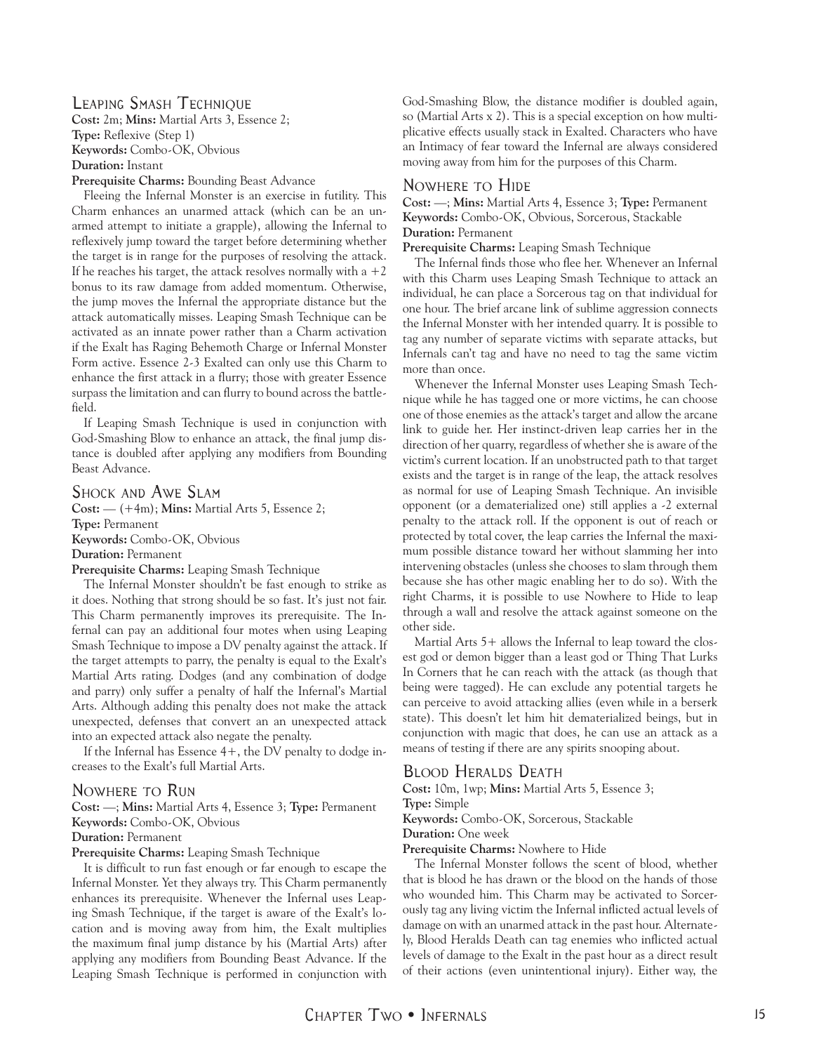### Leaping Smash Technique

**Cost:** 2m; **Mins:** Martial Arts 3, Essence 2;
**Type:** Reflexive (Step 1)
**Keywords:** Combo-OK, Obvious
**Duration:** Instant
**Prerequisite Charms:** Bounding Beast Advance

Fleeing the Infernal Monster is an exercise in futility. This Charm enhances an unarmed attack (which can be an unarmed attempt to initiate a grapple), allowing the Infernal to reflexively jump toward the target before determining whether the target is in range for the purposes of resolving the attack. If he reaches his target, the attack resolves normally with a +2 bonus to its raw damage from added momentum. Otherwise, the jump moves the Infernal the appropriate distance but the attack automatically misses. Leaping Smash Technique can be activated as an innate power rather than a Charm activation if the Exalt has Raging Behemoth Charge or Infernal Monster Form active. Essence 2-3 Exalted can only use this Charm to enhance the first attack in a flurry; those with greater Essence surpass the limitation and can flurry to bound across the battlefield.

If Leaping Smash Technique is used in conjunction with God-Smashing Blow to enhance an attack, the final jump distance is doubled after applying any modifiers from Bounding Beast Advance.

### Shock and Awe Slam

**Cost:** — (+4m); **Mins:** Martial Arts 5, Essence 2;
**Type:** Permanent
**Keywords:** Combo-OK, Obvious
**Duration:** Permanent
**Prerequisite Charms:** Leaping Smash Technique

The Infernal Monster shouldn't be fast enough to strike as it does. Nothing that strong should be so fast. It's just not fair. This Charm permanently improves its prerequisite. The Infernal can pay an additional four motes when using Leaping Smash Technique to impose a DV penalty against the attack. If the target attempts to parry, the penalty is equal to the Exalt's Martial Arts rating. Dodges (and any combination of dodge and parry) only suffer a penalty of half the Infernal's Martial Arts. Although adding this penalty does not make the attack unexpected, defenses that convert an an unexpected attack into an expected attack also negate the penalty.

If the Infernal has Essence 4+, the DV penalty to dodge increases to the Exalt's full Martial Arts.

### Nowhere to Run

**Cost:** —; **Mins:** Martial Arts 4, Essence 3; **Type:** Permanent
**Keywords:** Combo-OK, Obvious
**Duration:** Permanent
**Prerequisite Charms:** Leaping Smash Technique

It is difficult to run fast enough or far enough to escape the Infernal Monster. Yet they always try. This Charm permanently enhances its prerequisite. Whenever the Infernal uses Leaping Smash Technique, if the target is aware of the Exalt's location and is moving away from him, the Exalt multiplies the maximum final jump distance by his (Martial Arts) after applying any modifiers from Bounding Beast Advance. If the Leaping Smash Technique is performed in conjunction with God-Smashing Blow, the distance modifier is doubled again, so (Martial Arts x 2). This is a special exception on how multiplicative effects usually stack in Exalted. Characters who have an Intimacy of fear toward the Infernal are always considered moving away from him for the purposes of this Charm.

### Nowhere to Hide

**Cost:** —; **Mins:** Martial Arts 4, Essence 3; **Type:** Permanent
**Keywords:** Combo-OK, Obvious, Sorcerous, Stackable
**Duration:** Permanent
**Prerequisite Charms:** Leaping Smash Technique

The Infernal finds those who flee her. Whenever an Infernal with this Charm uses Leaping Smash Technique to attack an individual, he can place a Sorcerous tag on that individual for one hour. The brief arcane link of sublime aggression connects the Infernal Monster with her intended quarry. It is possible to tag any number of separate victims with separate attacks, but Infernals can't tag and have no need to tag the same victim more than once.

Whenever the Infernal Monster uses Leaping Smash Technique while he has tagged one or more victims, he can choose one of those enemies as the attack's target and allow the arcane link to guide her. Her instinct-driven leap carries her in the direction of her quarry, regardless of whether she is aware of the victim's current location. If an unobstructed path to that target exists and the target is in range of the leap, the attack resolves as normal for use of Leaping Smash Technique. An invisible opponent (or a dematerialized one) still applies a -2 external penalty to the attack roll. If the opponent is out of reach or protected by total cover, the leap carries the Infernal the maximum possible distance toward her without slamming her into intervening obstacles (unless she chooses to slam through them because she has other magic enabling her to do so). With the right Charms, it is possible to use Nowhere to Hide to leap through a wall and resolve the attack against someone on the other side.

Martial Arts 5+ allows the Infernal to leap toward the closest god or demon bigger than a least god or Thing That Lurks In Corners that he can reach with the attack (as though that being were tagged). He can exclude any potential targets he can perceive to avoid attacking allies (even while in a berserk state). This doesn't let him hit dematerialized beings, but in conjunction with magic that does, he can use an attack as a means of testing if there are any spirits snooping about.

### Blood Heralds Death

**Cost:** 10m, 1wp; **Mins:** Martial Arts 5, Essence 3;
**Type:** Simple
**Keywords:** Combo-OK, Sorcerous, Stackable
**Duration:** One week
**Prerequisite Charms:** Nowhere to Hide

The Infernal Monster follows the scent of blood, whether that is blood he has drawn or the blood on the hands of those who wounded him. This Charm may be activated to Sorcerously tag any living victim the Infernal inflicted actual levels of damage on with an unarmed attack in the past hour. Alternately, Blood Heralds Death can tag enemies who inflicted actual levels of damage to the Exalt in the past hour as a direct result of their actions (even unintentional injury). Either way, the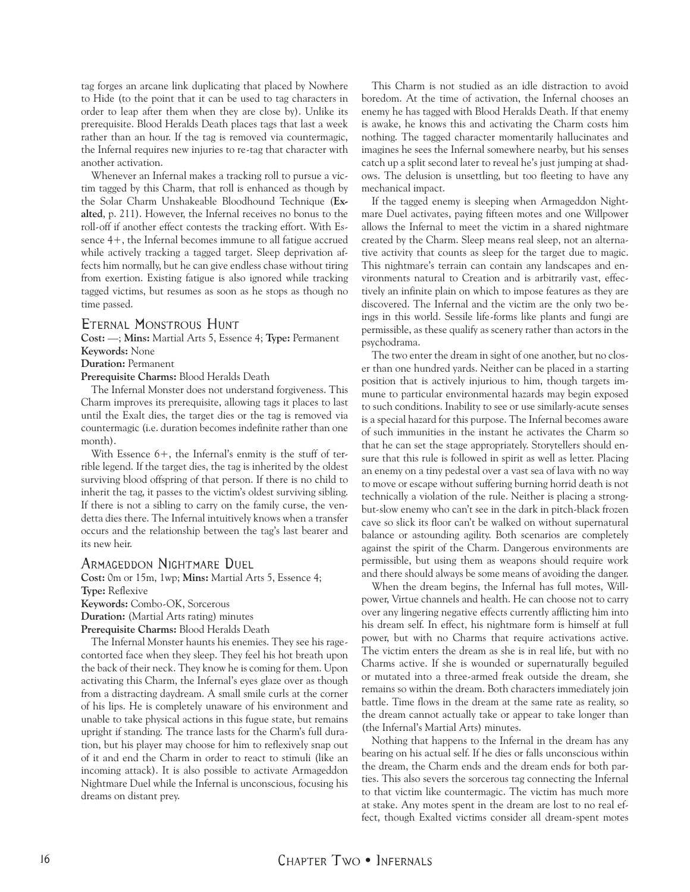tag forges an arcane link duplicating that placed by Nowhere to Hide (to the point that it can be used to tag characters in order to leap after them when they are close by). Unlike its prerequisite, Blood Heralds Death places tags that last a week rather than an hour. If the tag is removed via countermagic, the Infernal requires new injuries to re-tag that character with another activation.

Whenever an Infernal makes a tracking roll to pursue a victim tagged by this Charm, that roll is enhanced as though by the Solar Charm Unshakeable Bloodhound Technique (**Exalted**, p. 211). However, the Infernal receives no bonus to the roll-off if another effect contests the tracking effort. With Essence 4+, the Infernal becomes immune to all fatigue accrued while actively tracking a tagged target. Sleep deprivation affects him normally, but he can give endless chase without tiring from exertion. Existing fatigue is also ignored while tracking tagged victims, but resumes as soon as he stops as though no time passed.

## Eternal Monstrous Hunt

**Cost:** —; **Mins:** Martial Arts 5, Essence 4; **Type:** Permanent
**Keywords:** None
**Duration:** Permanent
**Prerequisite Charms:** Blood Heralds Death

The Infernal Monster does not understand forgiveness. This Charm improves its prerequisite, allowing tags it places to last until the Exalt dies, the target dies or the tag is removed via countermagic (i.e. duration becomes indefinite rather than one month).

With Essence 6+, the Infernal's enmity is the stuff of terrible legend. If the target dies, the tag is inherited by the oldest surviving blood offspring of that person. If there is no child to inherit the tag, it passes to the victim's oldest surviving sibling. If there is not a sibling to carry on the family curse, the vendetta dies there. The Infernal intuitively knows when a transfer occurs and the relationship between the tag's last bearer and its new heir.

## Armageddon Nightmare Duel

**Cost:** 0m or 15m, 1wp; **Mins:** Martial Arts 5, Essence 4;
**Type:** Reflexive
**Keywords:** Combo-OK, Sorcerous
**Duration:** (Martial Arts rating) minutes
**Prerequisite Charms:** Blood Heralds Death

The Infernal Monster haunts his enemies. They see his rage-contorted face when they sleep. They feel his hot breath upon the back of their neck. They know he is coming for them. Upon activating this Charm, the Infernal's eyes glaze over as though from a distracting daydream. A small smile curls at the corner of his lips. He is completely unaware of his environment and unable to take physical actions in this fugue state, but remains upright if standing. The trance lasts for the Charm's full duration, but his player may choose for him to reflexively snap out of it and end the Charm in order to react to stimuli (like an incoming attack). It is also possible to activate Armageddon Nightmare Duel while the Infernal is unconscious, focusing his dreams on distant prey.

This Charm is not studied as an idle distraction to avoid boredom. At the time of activation, the Infernal chooses an enemy he has tagged with Blood Heralds Death. If that enemy is awake, he knows this and activating the Charm costs him nothing. The tagged character momentarily hallucinates and imagines he sees the Infernal somewhere nearby, but his senses catch up a split second later to reveal he's just jumping at shadows. The delusion is unsettling, but too fleeting to have any mechanical impact.

If the tagged enemy is sleeping when Armageddon Nightmare Duel activates, paying fifteen motes and one Willpower allows the Infernal to meet the victim in a shared nightmare created by the Charm. Sleep means real sleep, not an alternative activity that counts as sleep for the target due to magic. This nightmare's terrain can contain any landscapes and environments natural to Creation and is arbitrarily vast, effectively an infinite plain on which to impose features as they are discovered. The Infernal and the victim are the only two beings in this world. Sessile life-forms like plants and fungi are permissible, as these qualify as scenery rather than actors in the psychodrama.

The two enter the dream in sight of one another, but no closer than one hundred yards. Neither can be placed in a starting position that is actively injurious to him, though targets immune to particular environmental hazards may begin exposed to such conditions. Inability to see or use similarly-acute senses is a special hazard for this purpose. The Infernal becomes aware of such immunities in the instant he activates the Charm so that he can set the stage appropriately. Storytellers should ensure that this rule is followed in spirit as well as letter. Placing an enemy on a tiny pedestal over a vast sea of lava with no way to move or escape without suffering burning horrid death is not technically a violation of the rule. Neither is placing a strong-but-slow enemy who can't see in the dark in pitch-black frozen cave so slick its floor can't be walked on without supernatural balance or astounding agility. Both scenarios are completely against the spirit of the Charm. Dangerous environments are permissible, but using them as weapons should require work and there should always be some means of avoiding the danger.

When the dream begins, the Infernal has full motes, Willpower, Virtue channels and health. He can choose not to carry over any lingering negative effects currently afflicting him into his dream self. In effect, his nightmare form is himself at full power, but with no Charms that require activations active. The victim enters the dream as she is in real life, but with no Charms active. If she is wounded or supernaturally beguiled or mutated into a three-armed freak outside the dream, she remains so within the dream. Both characters immediately join battle. Time flows in the dream at the same rate as reality, so the dream cannot actually take or appear to take longer than (the Infernal's Martial Arts) minutes.

Nothing that happens to the Infernal in the dream has any bearing on his actual self. If he dies or falls unconscious within the dream, the Charm ends and the dream ends for both parties. This also severs the sorcerous tag connecting the Infernal to that victim like countermagic. The victim has much more at stake. Any motes spent in the dream are lost to no real effect, though Exalted victims consider all dream-spent motes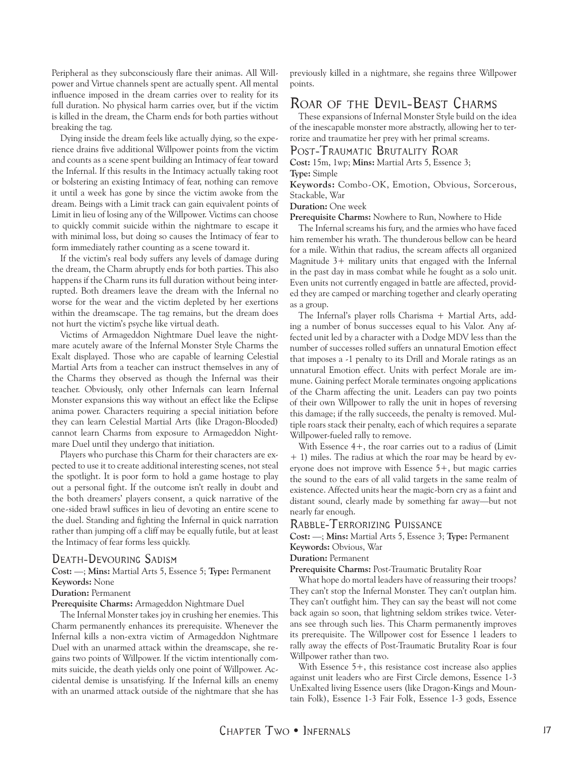Peripheral as they subconsciously flare their animas. All Willpower and Virtue channels spent are actually spent. All mental influence imposed in the dream carries over to reality for its full duration. No physical harm carries over, but if the victim is killed in the dream, the Charm ends for both parties without breaking the tag.

Dying inside the dream feels like actually dying, so the experience drains five additional Willpower points from the victim and counts as a scene spent building an Intimacy of fear toward the Infernal. If this results in the Intimacy actually taking root or bolstering an existing Intimacy of fear, nothing can remove it until a week has gone by since the victim awoke from the dream. Beings with a Limit track can gain equivalent points of Limit in lieu of losing any of the Willpower. Victims can choose to quickly commit suicide within the nightmare to escape it with minimal loss, but doing so causes the Intimacy of fear to form immediately rather counting as a scene toward it.

If the victim's real body suffers any levels of damage during the dream, the Charm abruptly ends for both parties. This also happens if the Charm runs its full duration without being interrupted. Both dreamers leave the dream with the Infernal no worse for the wear and the victim depleted by her exertions within the dreamscape. The tag remains, but the dream does not hurt the victim's psyche like virtual death.

Victims of Armageddon Nightmare Duel leave the nightmare acutely aware of the Infernal Monster Style Charms the Exalt displayed. Those who are capable of learning Celestial Martial Arts from a teacher can instruct themselves in any of the Charms they observed as though the Infernal was their teacher. Obviously, only other Infernals can learn Infernal Monster expansions this way without an effect like the Eclipse anima power. Characters requiring a special initiation before they can learn Celestial Martial Arts (like Dragon-Blooded) cannot learn Charms from exposure to Armageddon Nightmare Duel until they undergo that initiation.

Players who purchase this Charm for their characters are expected to use it to create additional interesting scenes, not steal the spotlight. It is poor form to hold a game hostage to play out a personal fight. If the outcome isn't really in doubt and the both dreamers' players consent, a quick narrative of the one-sided brawl suffices in lieu of devoting an entire scene to the duel. Standing and fighting the Infernal in quick narration rather than jumping off a cliff may be equally futile, but at least the Intimacy of fear forms less quickly.

### Death-Devouring Sadism

**Cost:** —; **Mins:** Martial Arts 5, Essence 5; **Type:** Permanent
**Keywords:** None
**Duration:** Permanent
**Prerequisite Charms:** Armageddon Nightmare Duel

The Infernal Monster takes joy in crushing her enemies. This Charm permanently enhances its prerequisite. Whenever the Infernal kills a non-extra victim of Armageddon Nightmare Duel with an unarmed attack within the dreamscape, she regains two points of Willpower. If the victim intentionally commits suicide, the death yields only one point of Willpower. Accidental demise is unsatisfying. If the Infernal kills an enemy with an unarmed attack outside of the nightmare that she has previously killed in a nightmare, she regains three Willpower points.

## Roar of the Devil-Beast Charms

These expansions of Infernal Monster Style build on the idea of the inescapable monster more abstractly, allowing her to terrorize and traumatize her prey with her primal screams.

### Post-Traumatic Brutality Roar

**Cost:** 15m, 1wp; **Mins:** Martial Arts 5, Essence 3; **Type:** Simple
**Keywords:** Combo-OK, Emotion, Obvious, Sorcerous, Stackable, War
**Duration:** One week
**Prerequisite Charms:** Nowhere to Run, Nowhere to Hide

The Infernal screams his fury, and the armies who have faced him remember his wrath. The thunderous bellow can be heard for a mile. Within that radius, the scream affects all organized Magnitude 3+ military units that engaged with the Infernal in the past day in mass combat while he fought as a solo unit. Even units not currently engaged in battle are affected, provided they are camped or marching together and clearly operating as a group.

The Infernal's player rolls Charisma + Martial Arts, adding a number of bonus successes equal to his Valor. Any affected unit led by a character with a Dodge MDV less than the number of successes rolled suffers an unnatural Emotion effect that imposes a -1 penalty to its Drill and Morale ratings as an unnatural Emotion effect. Units with perfect Morale are immune. Gaining perfect Morale terminates ongoing applications of the Charm affecting the unit. Leaders can pay two points of their own Willpower to rally the unit in hopes of reversing this damage; if the rally succeeds, the penalty is removed. Multiple roars stack their penalty, each of which requires a separate Willpower-fueled rally to remove.

With Essence 4+, the roar carries out to a radius of (Limit + 1) miles. The radius at which the roar may be heard by everyone does not improve with Essence 5+, but magic carries the sound to the ears of all valid targets in the same realm of existence. Affected units hear the magic-born cry as a faint and distant sound, clearly made by something far away—but not nearly far enough.

### Rabble-Terrorizing Puissance

**Cost:** —; **Mins:** Martial Arts 5, Essence 3; **Type:** Permanent
**Keywords:** Obvious, War
**Duration:** Permanent
**Prerequisite Charms:** Post-Traumatic Brutality Roar

What hope do mortal leaders have of reassuring their troops? They can't stop the Infernal Monster. They can't outplan him. They can't outfight him. They can say the beast will not come back again so soon, that lightning seldom strikes twice. Veterans see through such lies. This Charm permanently improves its prerequisite. The Willpower cost for Essence 1 leaders to rally away the effects of Post-Traumatic Brutality Roar is four Willpower rather than two.

With Essence 5+, this resistance cost increase also applies against unit leaders who are First Circle demons, Essence 1-3 UnExalted living Essence users (like Dragon-Kings and Mountain Folk), Essence 1-3 Fair Folk, Essence 1-3 gods, Essence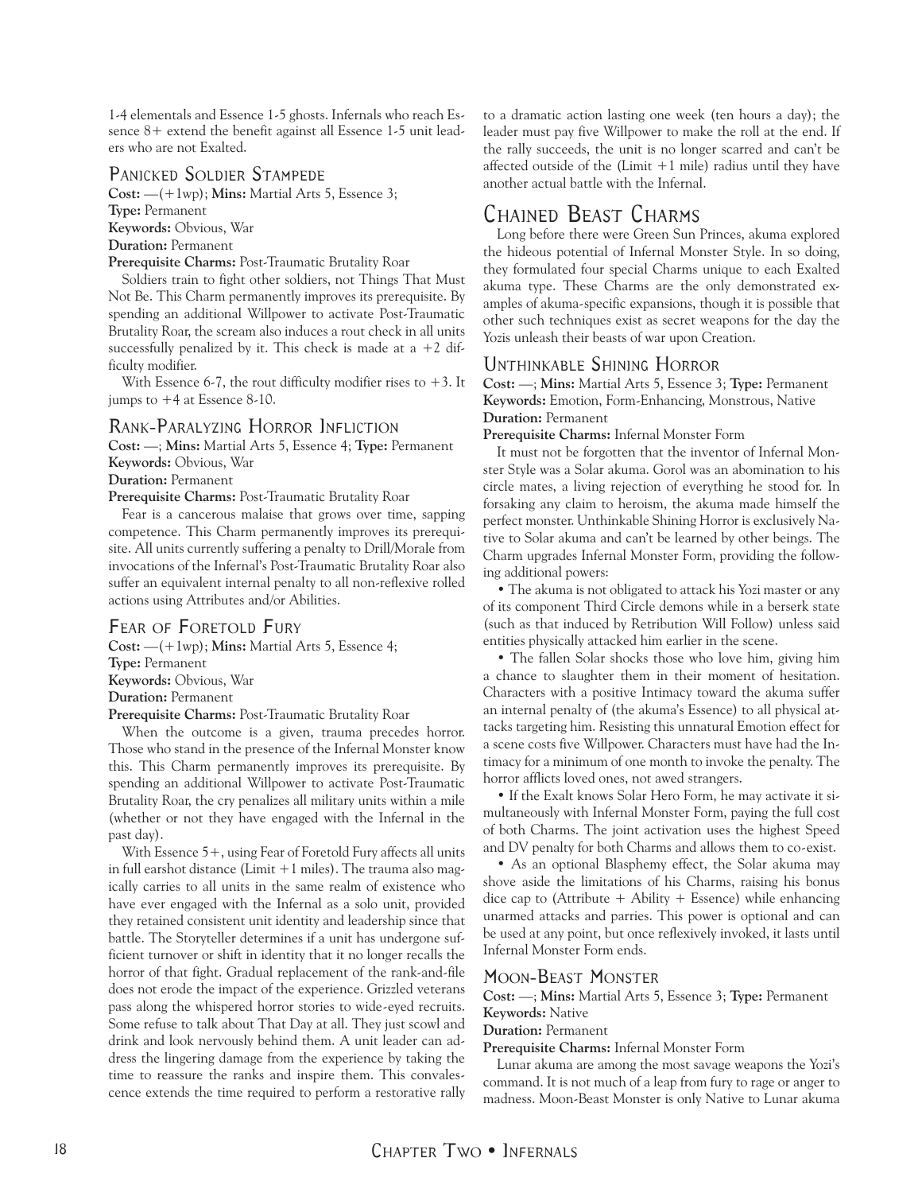1-4 elementals and Essence 1-5 ghosts. Infernals who reach Essence 8+ extend the benefit against all Essence 1-5 unit leaders who are not Exalted.

### Panicked Soldier Stampede

**Cost:** —(+1wp); **Mins:** Martial Arts 5, Essence 3;
**Type:** Permanent
**Keywords:** Obvious, War
**Duration:** Permanent
**Prerequisite Charms:** Post-Traumatic Brutality Roar

Soldiers train to fight other soldiers, not Things That Must Not Be. This Charm permanently improves its prerequisite. By spending an additional Willpower to activate Post-Traumatic Brutality Roar, the scream also induces a rout check in all units successfully penalized by it. This check is made at a +2 difficulty modifier.

With Essence 6-7, the rout difficulty modifier rises to +3. It jumps to +4 at Essence 8-10.

### Rank-Paralyzing Horror Infliction

**Cost:** —; **Mins:** Martial Arts 5, Essence 4; **Type:** Permanent
**Keywords:** Obvious, War
**Duration:** Permanent
**Prerequisite Charms:** Post-Traumatic Brutality Roar

Fear is a cancerous malaise that grows over time, sapping competence. This Charm permanently improves its prerequisite. All units currently suffering a penalty to Drill/Morale from invocations of the Infernal's Post-Traumatic Brutality Roar also suffer an equivalent internal penalty to all non-reflexive rolled actions using Attributes and/or Abilities.

### Fear of Foretold Fury

**Cost:** —(+1wp); **Mins:** Martial Arts 5, Essence 4;
**Type:** Permanent
**Keywords:** Obvious, War
**Duration:** Permanent
**Prerequisite Charms:** Post-Traumatic Brutality Roar

When the outcome is a given, trauma precedes horror. Those who stand in the presence of the Infernal Monster know this. This Charm permanently improves its prerequisite. By spending an additional Willpower to activate Post-Traumatic Brutality Roar, the cry penalizes all military units within a mile (whether or not they have engaged with the Infernal in the past day).

With Essence 5+, using Fear of Foretold Fury affects all units in full earshot distance (Limit +1 miles). The trauma also magically carries to all units in the same realm of existence who have ever engaged with the Infernal as a solo unit, provided they retained consistent unit identity and leadership since that battle. The Storyteller determines if a unit has undergone sufficient turnover or shift in identity that it no longer recalls the horror of that fight. Gradual replacement of the rank-and-file does not erode the impact of the experience. Grizzled veterans pass along the whispered horror stories to wide-eyed recruits. Some refuse to talk about That Day at all. They just scowl and drink and look nervously behind them. A unit leader can address the lingering damage from the experience by taking the time to reassure the ranks and inspire them. This convalescence extends the time required to perform a restorative rally to a dramatic action lasting one week (ten hours a day); the leader must pay five Willpower to make the roll at the end. If the rally succeeds, the unit is no longer scarred and can't be affected outside of the (Limit +1 mile) radius until they have another actual battle with the Infernal.

## Chained Beast Charms

Long before there were Green Sun Princes, akuma explored the hideous potential of Infernal Monster Style. In so doing, they formulated four special Charms unique to each Exalted akuma type. These Charms are the only demonstrated examples of akuma-specific expansions, though it is possible that other such techniques exist as secret weapons for the day the Yozis unleash their beasts of war upon Creation.

### Unthinkable Shining Horror

**Cost:** —; **Mins:** Martial Arts 5, Essence 3; **Type:** Permanent
**Keywords:** Emotion, Form-Enhancing, Monstrous, Native
**Duration:** Permanent
**Prerequisite Charms:** Infernal Monster Form

It must not be forgotten that the inventor of Infernal Monster Style was a Solar akuma. Gorol was an abomination to his circle mates, a living rejection of everything he stood for. In forsaking any claim to heroism, the akuma made himself the perfect monster. Unthinkable Shining Horror is exclusively Native to Solar akuma and can't be learned by other beings. The Charm upgrades Infernal Monster Form, providing the following additional powers:

- The akuma is not obligated to attack his Yozi master or any of its component Third Circle demons while in a berserk state (such as that induced by Retribution Will Follow) unless said entities physically attacked him earlier in the scene.
- The fallen Solar shocks those who love him, giving him a chance to slaughter them in their moment of hesitation. Characters with a positive Intimacy toward the akuma suffer an internal penalty of (the akuma's Essence) to all physical attacks targeting him. Resisting this unnatural Emotion effect for a scene costs five Willpower. Characters must have had the Intimacy for a minimum of one month to invoke the penalty. The horror afflicts loved ones, not awed strangers.
- If the Exalt knows Solar Hero Form, he may activate it simultaneously with Infernal Monster Form, paying the full cost of both Charms. The joint activation uses the highest Speed and DV penalty for both Charms and allows them to co-exist.
- As an optional Blasphemy effect, the Solar akuma may shove aside the limitations of his Charms, raising his bonus dice cap to (Attribute + Ability + Essence) while enhancing unarmed attacks and parries. This power is optional and can be used at any point, but once reflexively invoked, it lasts until Infernal Monster Form ends.

### Moon-Beast Monster

**Cost:** —; **Mins:** Martial Arts 5, Essence 3; **Type:** Permanent
**Keywords:** Native
**Duration:** Permanent
**Prerequisite Charms:** Infernal Monster Form

Lunar akuma are among the most savage weapons the Yozi's command. It is not much of a leap from fury to rage or anger to madness. Moon-Beast Monster is only Native to Lunar akuma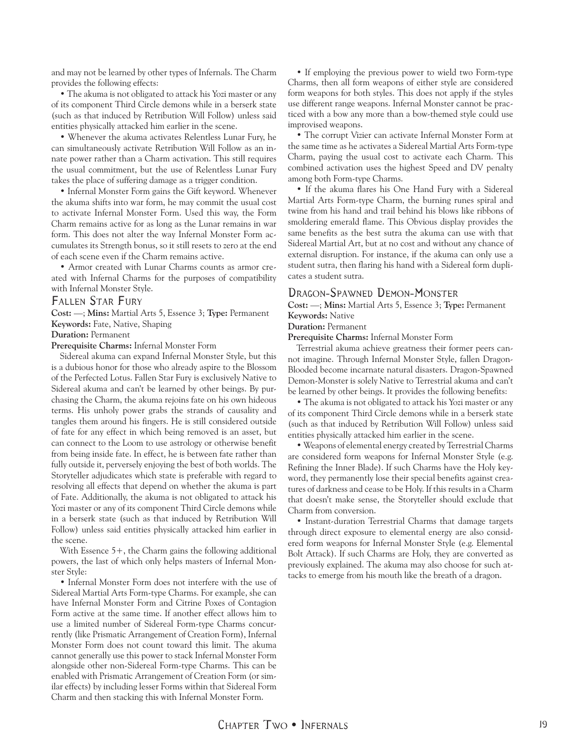and may not be learned by other types of Infernals. The Charm provides the following effects:

• The akuma is not obligated to attack his Yozi master or any of its component Third Circle demons while in a berserk state (such as that induced by Retribution Will Follow) unless said entities physically attacked him earlier in the scene.

• Whenever the akuma activates Relentless Lunar Fury, he can simultaneously activate Retribution Will Follow as an innate power rather than a Charm activation. This still requires the usual commitment, but the use of Relentless Lunar Fury takes the place of suffering damage as a trigger condition.

• Infernal Monster Form gains the Gift keyword. Whenever the akuma shifts into war form, he may commit the usual cost to activate Infernal Monster Form. Used this way, the Form Charm remains active for as long as the Lunar remains in war form. This does not alter the way Infernal Monster Form accumulates its Strength bonus, so it still resets to zero at the end of each scene even if the Charm remains active.

• Armor created with Lunar Charms counts as armor created with Infernal Charms for the purposes of compatibility with Infernal Monster Style.

## Fallen Star Fury

**Cost:** —; **Mins:** Martial Arts 5, Essence 3; **Type:** Permanent
**Keywords:** Fate, Native, Shaping
**Duration:** Permanent
**Prerequisite Charms:** Infernal Monster Form

Sidereal akuma can expand Infernal Monster Style, but this is a dubious honor for those who already aspire to the Blossom of the Perfected Lotus. Fallen Star Fury is exclusively Native to Sidereal akuma and can't be learned by other beings. By purchasing the Charm, the akuma rejoins fate on his own hideous terms. His unholy power grabs the strands of causality and tangles them around his fingers. He is still considered outside of fate for any effect in which being removed is an asset, but can connect to the Loom to use astrology or otherwise benefit from being inside fate. In effect, he is between fate rather than fully outside it, perversely enjoying the best of both worlds. The Storyteller adjudicates which state is preferable with regard to resolving all effects that depend on whether the akuma is part of Fate. Additionally, the akuma is not obligated to attack his Yozi master or any of its component Third Circle demons while in a berserk state (such as that induced by Retribution Will Follow) unless said entities physically attacked him earlier in the scene.

With Essence 5+, the Charm gains the following additional powers, the last of which only helps masters of Infernal Monster Style:

• Infernal Monster Form does not interfere with the use of Sidereal Martial Arts Form-type Charms. For example, she can have Infernal Monster Form and Citrine Poxes of Contagion Form active at the same time. If another effect allows him to use a limited number of Sidereal Form-type Charms concurrently (like Prismatic Arrangement of Creation Form), Infernal Monster Form does not count toward this limit. The akuma cannot generally use this power to stack Infernal Monster Form alongside other non-Sidereal Form-type Charms. This can be enabled with Prismatic Arrangement of Creation Form (or similar effects) by including lesser Forms within that Sidereal Form Charm and then stacking this with Infernal Monster Form.

• If employing the previous power to wield two Form-type Charms, then all form weapons of either style are considered form weapons for both styles. This does not apply if the styles use different range weapons. Infernal Monster cannot be practiced with a bow any more than a bow-themed style could use improvised weapons.

• The corrupt Vizier can activate Infernal Monster Form at the same time as he activates a Sidereal Martial Arts Form-type Charm, paying the usual cost to activate each Charm. This combined activation uses the highest Speed and DV penalty among both Form-type Charms.

• If the akuma flares his One Hand Fury with a Sidereal Martial Arts Form-type Charm, the burning runes spiral and twine from his hand and trail behind his blows like ribbons of smoldering emerald flame. This Obvious display provides the same benefits as the best sutra the akuma can use with that Sidereal Martial Art, but at no cost and without any chance of external disruption. For instance, if the akuma can only use a student sutra, then flaring his hand with a Sidereal form duplicates a student sutra.

## Dragon-Spawned Demon-Monster

**Cost:** —; **Mins:** Martial Arts 5, Essence 3; **Type:** Permanent
**Keywords:** Native
**Duration:** Permanent
**Prerequisite Charms:** Infernal Monster Form

Terrestrial akuma achieve greatness their former peers cannot imagine. Through Infernal Monster Style, fallen Dragon-Blooded become incarnate natural disasters. Dragon-Spawned Demon-Monster is solely Native to Terrestrial akuma and can't be learned by other beings. It provides the following benefits:

• The akuma is not obligated to attack his Yozi master or any of its component Third Circle demons while in a berserk state (such as that induced by Retribution Will Follow) unless said entities physically attacked him earlier in the scene.

• Weapons of elemental energy created by Terrestrial Charms are considered form weapons for Infernal Monster Style (e.g. Refining the Inner Blade). If such Charms have the Holy keyword, they permanently lose their special benefits against creatures of darkness and cease to be Holy. If this results in a Charm that doesn't make sense, the Storyteller should exclude that Charm from conversion.

• Instant-duration Terrestrial Charms that damage targets through direct exposure to elemental energy are also considered form weapons for Infernal Monster Style (e.g. Elemental Bolt Attack). If such Charms are Holy, they are converted as previously explained. The akuma may also choose for such attacks to emerge from his mouth like the breath of a dragon.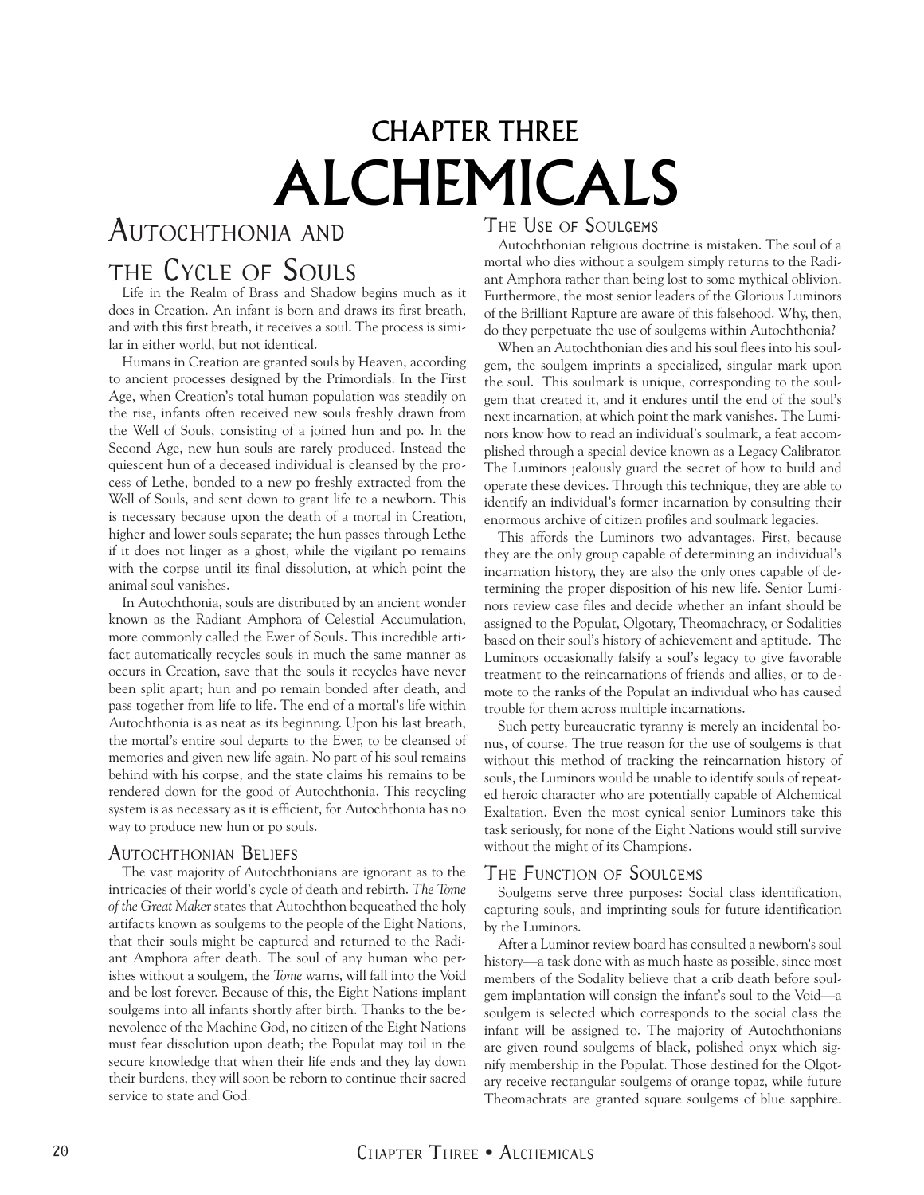# CHAPTER THREE
# ALCHEMICALS

## Autochthonia and the Cycle of Souls

Life in the Realm of Brass and Shadow begins much as it does in Creation. An infant is born and draws its first breath, and with this first breath, it receives a soul. The process is similar in either world, but not identical.

Humans in Creation are granted souls by Heaven, according to ancient processes designed by the Primordials. In the First Age, when Creation's total human population was steadily on the rise, infants often received new souls freshly drawn from the Well of Souls, consisting of a joined hun and po. In the Second Age, new hun souls are rarely produced. Instead the quiescent hun of a deceased individual is cleansed by the process of Lethe, bonded to a new po freshly extracted from the Well of Souls, and sent down to grant life to a newborn. This is necessary because upon the death of a mortal in Creation, higher and lower souls separate; the hun passes through Lethe if it does not linger as a ghost, while the vigilant po remains with the corpse until its final dissolution, at which point the animal soul vanishes.

In Autochthonia, souls are distributed by an ancient wonder known as the Radiant Amphora of Celestial Accumulation, more commonly called the Ewer of Souls. This incredible artifact automatically recycles souls in much the same manner as occurs in Creation, save that the souls it recycles have never been split apart; hun and po remain bonded after death, and pass together from life to life. The end of a mortal's life within Autochthonia is as neat as its beginning. Upon his last breath, the mortal's entire soul departs to the Ewer, to be cleansed of memories and given new life again. No part of his soul remains behind with his corpse, and the state claims his remains to be rendered down for the good of Autochthonia. This recycling system is as necessary as it is efficient, for Autochthonia has no way to produce new hun or po souls.

### Autochthonian Beliefs

The vast majority of Autochthonians are ignorant as to the intricacies of their world's cycle of death and rebirth. *The Tome of the Great Maker* states that Autochthon bequeathed the holy artifacts known as soulgems to the people of the Eight Nations, that their souls might be captured and returned to the Radiant Amphora after death. The soul of any human who perishes without a soulgem, the *Tome* warns, will fall into the Void and be lost forever. Because of this, the Eight Nations implant soulgems into all infants shortly after birth. Thanks to the benevolence of the Machine God, no citizen of the Eight Nations must fear dissolution upon death; the Populat may toil in the secure knowledge that when their life ends and they lay down their burdens, they will soon be reborn to continue their sacred service to state and God.

### The Use of Soulgems

Autochthonian religious doctrine is mistaken. The soul of a mortal who dies without a soulgem simply returns to the Radiant Amphora rather than being lost to some mythical oblivion. Furthermore, the most senior leaders of the Glorious Luminors of the Brilliant Rapture are aware of this falsehood. Why, then, do they perpetuate the use of soulgems within Autochthonia?

When an Autochthonian dies and his soul flees into his soulgem, the soulgem imprints a specialized, singular mark upon the soul. This soulmark is unique, corresponding to the soulgem that created it, and it endures until the end of the soul's next incarnation, at which point the mark vanishes. The Luminors know how to read an individual's soulmark, a feat accomplished through a special device known as a Legacy Calibrator. The Luminors jealously guard the secret of how to build and operate these devices. Through this technique, they are able to identify an individual's former incarnation by consulting their enormous archive of citizen profiles and soulmark legacies.

This affords the Luminors two advantages. First, because they are the only group capable of determining an individual's incarnation history, they are also the only ones capable of determining the proper disposition of his new life. Senior Luminors review case files and decide whether an infant should be assigned to the Populat, Olgotary, Theomachracy, or Sodalities based on their soul's history of achievement and aptitude. The Luminors occasionally falsify a soul's legacy to give favorable treatment to the reincarnations of friends and allies, or to demote to the ranks of the Populat an individual who has caused trouble for them across multiple incarnations.

Such petty bureaucratic tyranny is merely an incidental bonus, of course. The true reason for the use of soulgems is that without this method of tracking the reincarnation history of souls, the Luminors would be unable to identify souls of repeated heroic character who are potentially capable of Alchemical Exaltation. Even the most cynical senior Luminors take this task seriously, for none of the Eight Nations would still survive without the might of its Champions.

### The Function of Soulgems

Soulgems serve three purposes: Social class identification, capturing souls, and imprinting souls for future identification by the Luminors.

After a Luminor review board has consulted a newborn's soul history—a task done with as much haste as possible, since most members of the Sodality believe that a crib death before soulgem implantation will consign the infant's soul to the Void—a soulgem is selected which corresponds to the social class the infant will be assigned to. The majority of Autochthonians are given round soulgems of black, polished onyx which signify membership in the Populat. Those destined for the Olgotary receive rectangular soulgems of orange topaz, while future Theomachrats are granted square soulgems of blue sapphire.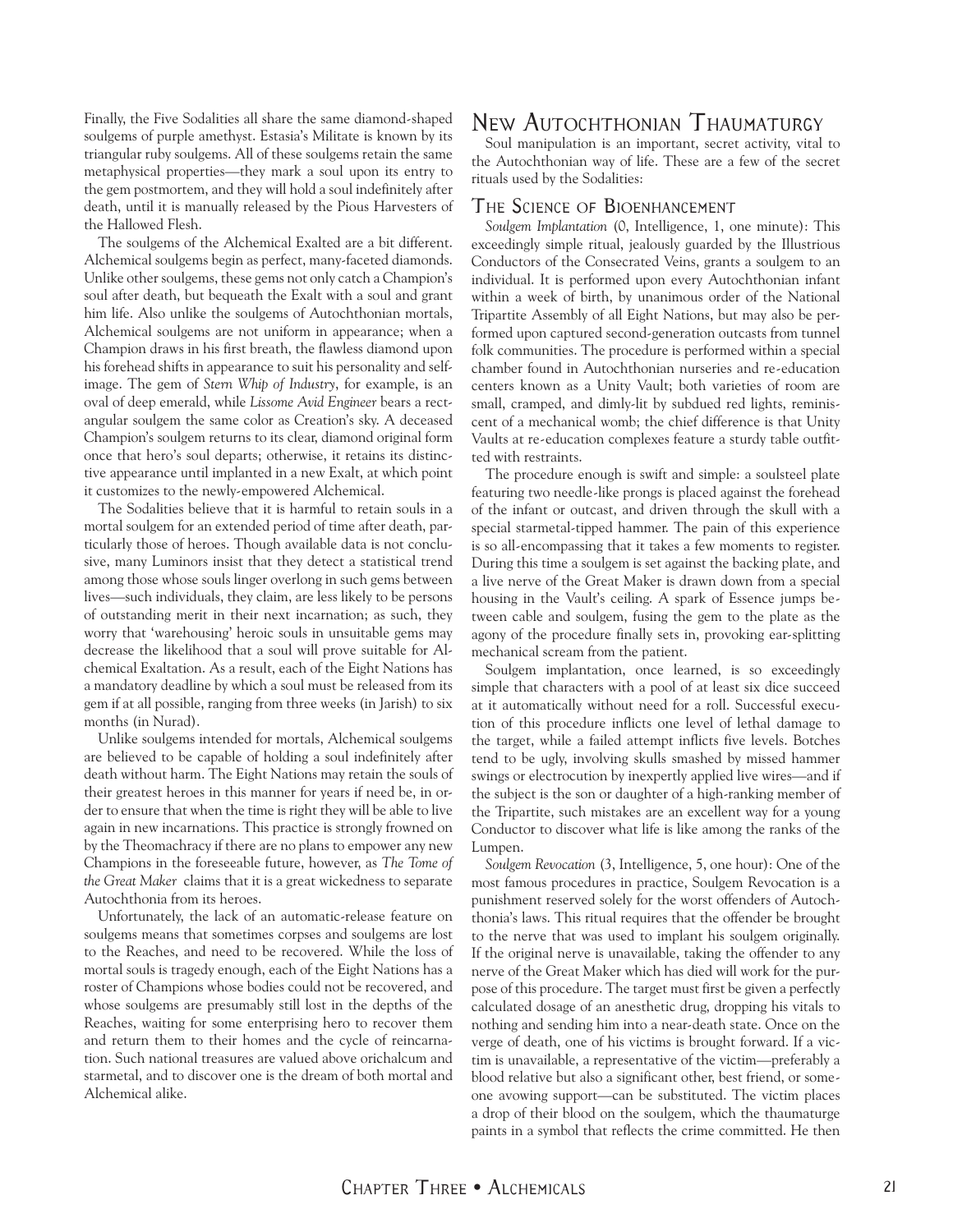Finally, the Five Sodalities all share the same diamond-shaped soulgems of purple amethyst. Estasia's Militate is known by its triangular ruby soulgems. All of these soulgems retain the same metaphysical properties—they mark a soul upon its entry to the gem postmortem, and they will hold a soul indefinitely after death, until it is manually released by the Pious Harvesters of the Hallowed Flesh.

The soulgems of the Alchemical Exalted are a bit different. Alchemical soulgems begin as perfect, many-faceted diamonds. Unlike other soulgems, these gems not only catch a Champion's soul after death, but bequeath the Exalt with a soul and grant him life. Also unlike the soulgems of Autochthonian mortals, Alchemical soulgems are not uniform in appearance; when a Champion draws in his first breath, the flawless diamond upon his forehead shifts in appearance to suit his personality and self-image. The gem of *Stern Whip of Industry*, for example, is an oval of deep emerald, while *Lissome Avid Engineer* bears a rectangular soulgem the same color as Creation's sky. A deceased Champion's soulgem returns to its clear, diamond original form once that hero's soul departs; otherwise, it retains its distinctive appearance until implanted in a new Exalt, at which point it customizes to the newly-empowered Alchemical.

The Sodalities believe that it is harmful to retain souls in a mortal soulgem for an extended period of time after death, particularly those of heroes. Though available data is not conclusive, many Luminors insist that they detect a statistical trend among those whose souls linger overlong in such gems between lives—such individuals, they claim, are less likely to be persons of outstanding merit in their next incarnation; as such, they worry that 'warehousing' heroic souls in unsuitable gems may decrease the likelihood that a soul will prove suitable for Alchemical Exaltation. As a result, each of the Eight Nations has a mandatory deadline by which a soul must be released from its gem if at all possible, ranging from three weeks (in Jarish) to six months (in Nurad).

Unlike soulgems intended for mortals, Alchemical soulgems are believed to be capable of holding a soul indefinitely after death without harm. The Eight Nations may retain the souls of their greatest heroes in this manner for years if need be, in order to ensure that when the time is right they will be able to live again in new incarnations. This practice is strongly frowned on by the Theomachracy if there are no plans to empower any new Champions in the foreseeable future, however, as *The Tome of the Great Maker* claims that it is a great wickedness to separate Autochthonia from its heroes.

Unfortunately, the lack of an automatic-release feature on soulgems means that sometimes corpses and soulgems are lost to the Reaches, and need to be recovered. While the loss of mortal souls is tragedy enough, each of the Eight Nations has a roster of Champions whose bodies could not be recovered, and whose soulgems are presumably still lost in the depths of the Reaches, waiting for some enterprising hero to recover them and return them to their homes and the cycle of reincarnation. Such national treasures are valued above orichalcum and starmetal, and to discover one is the dream of both mortal and Alchemical alike.

# New Autochthonian Thaumaturgy

Soul manipulation is an important, secret activity, vital to the Autochthonian way of life. These are a few of the secret rituals used by the Sodalities:

## The Science of Bioenhancement

*Soulgem Implantation* (0, Intelligence, 1, one minute): This exceedingly simple ritual, jealously guarded by the Illustrious Conductors of the Consecrated Veins, grants a soulgem to an individual. It is performed upon every Autochthonian infant within a week of birth, by unanimous order of the National Tripartite Assembly of all Eight Nations, but may also be performed upon captured second-generation outcasts from tunnel folk communities. The procedure is performed within a special chamber found in Autochthonian nurseries and re-education centers known as a Unity Vault; both varieties of room are small, cramped, and dimly-lit by subdued red lights, reminiscent of a mechanical womb; the chief difference is that Unity Vaults at re-education complexes feature a sturdy table outfitted with restraints.

The procedure enough is swift and simple: a soulsteel plate featuring two needle-like prongs is placed against the forehead of the infant or outcast, and driven through the skull with a special starmetal-tipped hammer. The pain of this experience is so all-encompassing that it takes a few moments to register. During this time a soulgem is set against the backing plate, and a live nerve of the Great Maker is drawn down from a special housing in the Vault's ceiling. A spark of Essence jumps between cable and soulgem, fusing the gem to the plate as the agony of the procedure finally sets in, provoking ear-splitting mechanical scream from the patient.

Soulgem implantation, once learned, is so exceedingly simple that characters with a pool of at least six dice succeed at it automatically without need for a roll. Successful execution of this procedure inflicts one level of lethal damage to the target, while a failed attempt inflicts five levels. Botches tend to be ugly, involving skulls smashed by missed hammer swings or electrocution by inexpertly applied live wires—and if the subject is the son or daughter of a high-ranking member of the Tripartite, such mistakes are an excellent way for a young Conductor to discover what life is like among the ranks of the Lumpen.

*Soulgem Revocation* (3, Intelligence, 5, one hour): One of the most famous procedures in practice, Soulgem Revocation is a punishment reserved solely for the worst offenders of Autochthonia's laws. This ritual requires that the offender be brought to the nerve that was used to implant his soulgem originally. If the original nerve is unavailable, taking the offender to any nerve of the Great Maker which has died will work for the purpose of this procedure. The target must first be given a perfectly calculated dosage of an anesthetic drug, dropping his vitals to nothing and sending him into a near-death state. Once on the verge of death, one of his victims is brought forward. If a victim is unavailable, a representative of the victim—preferably a blood relative but also a significant other, best friend, or someone avowing support—can be substituted. The victim places a drop of their blood on the soulgem, which the thaumaturge paints in a symbol that reflects the crime committed. He then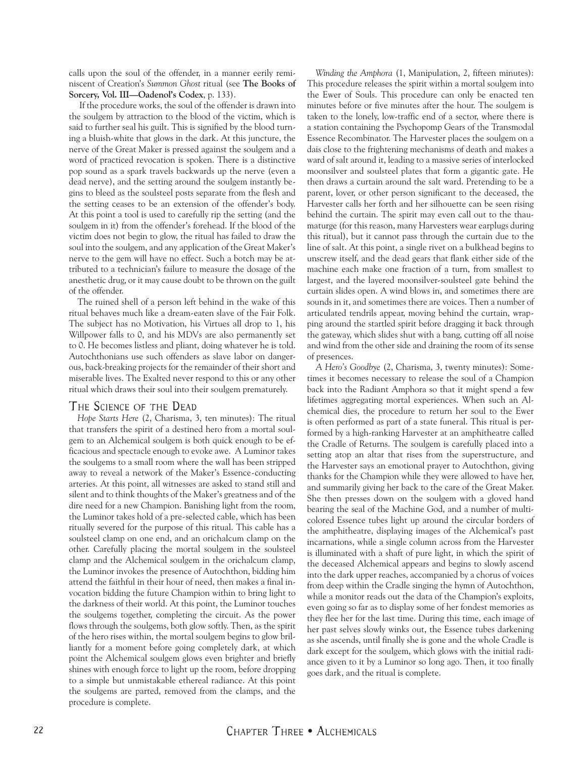calls upon the soul of the offender, in a manner eerily reminiscent of Creation's *Summon Ghost* ritual (see **The Books of Sorcery, Vol. III—Oadenol's Codex**, p. 133).

If the procedure works, the soul of the offender is drawn into the soulgem by attraction to the blood of the victim, which is said to further seal his guilt. This is signified by the blood turning a bluish-white that glows in the dark. At this juncture, the nerve of the Great Maker is pressed against the soulgem and a word of practiced revocation is spoken. There is a distinctive pop sound as a spark travels backwards up the nerve (even a dead nerve), and the setting around the soulgem instantly begins to bleed as the soulsteel posts separate from the flesh and the setting ceases to be an extension of the offender's body. At this point a tool is used to carefully rip the setting (and the soulgem in it) from the offender's forehead. If the blood of the victim does not begin to glow, the ritual has failed to draw the soul into the soulgem, and any application of the Great Maker's nerve to the gem will have no effect. Such a botch may be attributed to a technician's failure to measure the dosage of the anesthetic drug, or it may cause doubt to be thrown on the guilt of the offender.

The ruined shell of a person left behind in the wake of this ritual behaves much like a dream-eaten slave of the Fair Folk. The subject has no Motivation, his Virtues all drop to 1, his Willpower falls to 0, and his MDVs are also permanently set to 0. He becomes listless and pliant, doing whatever he is told. Autochthonians use such offenders as slave labor on dangerous, back-breaking projects for the remainder of their short and miserable lives. The Exalted never respond to this or any other ritual which draws their soul into their soulgem prematurely.

## The Science of the Dead

*Hope Starts Here* (2, Charisma, 3, ten minutes): The ritual that transfers the spirit of a destined hero from a mortal soulgem to an Alchemical soulgem is both quick enough to be efficacious and spectacle enough to evoke awe. A Luminor takes the soulgems to a small room where the wall has been stripped away to reveal a network of the Maker's Essence-conducting arteries. At this point, all witnesses are asked to stand still and silent and to think thoughts of the Maker's greatness and of the dire need for a new Champion. Banishing light from the room, the Luminor takes hold of a pre-selected cable, which has been ritually severed for the purpose of this ritual. This cable has a soulsteel clamp on one end, and an orichalcum clamp on the other. Carefully placing the mortal soulgem in the soulsteel clamp and the Alchemical soulgem in the orichalcum clamp, the Luminor invokes the presence of Autochthon, bidding him attend the faithful in their hour of need, then makes a final invocation bidding the future Champion within to bring light to the darkness of their world. At this point, the Luminor touches the soulgems together, completing the circuit. As the power flows through the soulgems, both glow softly. Then, as the spirit of the hero rises within, the mortal soulgem begins to glow brilliantly for a moment before going completely dark, at which point the Alchemical soulgem glows even brighter and briefly shines with enough force to light up the room, before dropping to a simple but unmistakable ethereal radiance. At this point the soulgems are parted, removed from the clamps, and the procedure is complete.

*Winding the Amphora* (1, Manipulation, 2, fifteen minutes): This procedure releases the spirit within a mortal soulgem into the Ewer of Souls. This procedure can only be enacted ten minutes before or five minutes after the hour. The soulgem is taken to the lonely, low-traffic end of a sector, where there is a station containing the Psychopomp Gears of the Transmodal Essence Recombinator. The Harvester places the soulgem on a dais close to the frightening mechanisms of death and makes a ward of salt around it, leading to a massive series of interlocked moonsilver and soulsteel plates that form a gigantic gate. He then draws a curtain around the salt ward. Pretending to be a parent, lover, or other person significant to the deceased, the Harvester calls her forth and her silhouette can be seen rising behind the curtain. The spirit may even call out to the thaumaturge (for this reason, many Harvesters wear earplugs during this ritual), but it cannot pass through the curtain due to the line of salt. At this point, a single rivet on a bulkhead begins to unscrew itself, and the dead gears that flank either side of the machine each make one fraction of a turn, from smallest to largest, and the layered moonsilver-soulsteel gate behind the curtain slides open. A wind blows in, and sometimes there are sounds in it, and sometimes there are voices. Then a number of articulated tendrils appear, moving behind the curtain, wrapping around the startled spirit before dragging it back through the gateway, which slides shut with a bang, cutting off all noise and wind from the other side and draining the room of its sense of presences.

*A Hero's Goodbye* (2, Charisma, 3, twenty minutes): Sometimes it becomes necessary to release the soul of a Champion back into the Radiant Amphora so that it might spend a few lifetimes aggregating mortal experiences. When such an Alchemical dies, the procedure to return her soul to the Ewer is often performed as part of a state funeral. This ritual is performed by a high-ranking Harvester at an amphitheatre called the Cradle of Returns. The soulgem is carefully placed into a setting atop an altar that rises from the superstructure, and the Harvester says an emotional prayer to Autochthon, giving thanks for the Champion while they were allowed to have her, and summarily giving her back to the care of the Great Maker. She then presses down on the soulgem with a gloved hand bearing the seal of the Machine God, and a number of multicolored Essence tubes light up around the circular borders of the amphitheatre, displaying images of the Alchemical's past incarnations, while a single column across from the Harvester is illuminated with a shaft of pure light, in which the spirit of the deceased Alchemical appears and begins to slowly ascend into the dark upper reaches, accompanied by a chorus of voices from deep within the Cradle singing the hymn of Autochthon, while a monitor reads out the data of the Champion's exploits, even going so far as to display some of her fondest memories as they flee her for the last time. During this time, each image of her past selves slowly winks out, the Essence tubes darkening as she ascends, until finally she is gone and the whole Cradle is dark except for the soulgem, which glows with the initial radiance given to it by a Luminor so long ago. Then, it too finally goes dark, and the ritual is complete.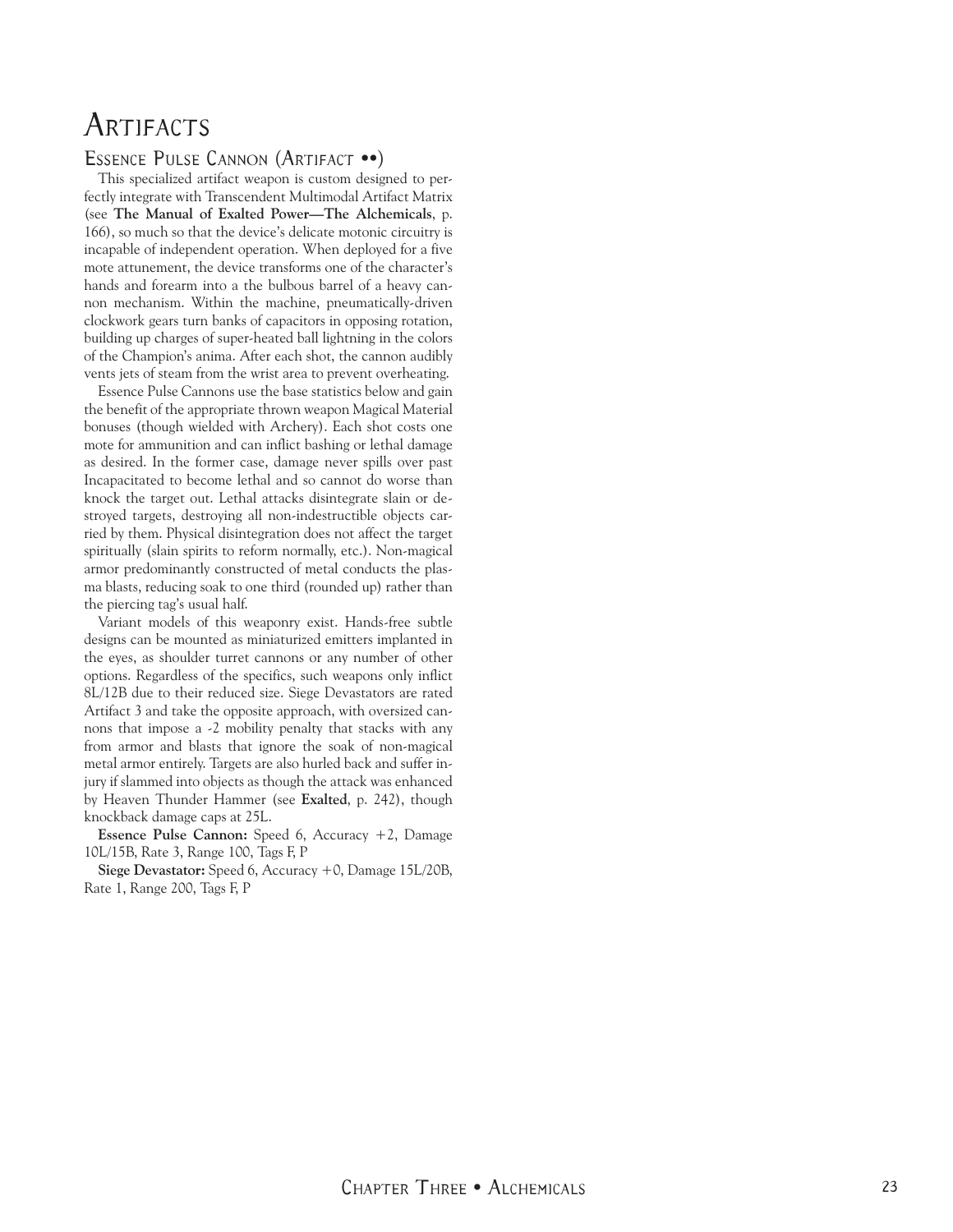# Artifacts

## Essence Pulse Cannon (Artifact ••)

This specialized artifact weapon is custom designed to perfectly integrate with Transcendent Multimodal Artifact Matrix (see **The Manual of Exalted Power—The Alchemicals**, p. 166), so much so that the device's delicate motonic circuitry is incapable of independent operation. When deployed for a five mote attunement, the device transforms one of the character's hands and forearm into a the bulbous barrel of a heavy cannon mechanism. Within the machine, pneumatically-driven clockwork gears turn banks of capacitors in opposing rotation, building up charges of super-heated ball lightning in the colors of the Champion's anima. After each shot, the cannon audibly vents jets of steam from the wrist area to prevent overheating.

Essence Pulse Cannons use the base statistics below and gain the benefit of the appropriate thrown weapon Magical Material bonuses (though wielded with Archery). Each shot costs one mote for ammunition and can inflict bashing or lethal damage as desired. In the former case, damage never spills over past Incapacitated to become lethal and so cannot do worse than knock the target out. Lethal attacks disintegrate slain or destroyed targets, destroying all non-indestructible objects carried by them. Physical disintegration does not affect the target spiritually (slain spirits to reform normally, etc.). Non-magical armor predominantly constructed of metal conducts the plasma blasts, reducing soak to one third (rounded up) rather than the piercing tag's usual half.

Variant models of this weaponry exist. Hands-free subtle designs can be mounted as miniaturized emitters implanted in the eyes, as shoulder turret cannons or any number of other options. Regardless of the specifics, such weapons only inflict 8L/12B due to their reduced size. Siege Devastators are rated Artifact 3 and take the opposite approach, with oversized cannons that impose a -2 mobility penalty that stacks with any from armor and blasts that ignore the soak of non-magical metal armor entirely. Targets are also hurled back and suffer injury if slammed into objects as though the attack was enhanced by Heaven Thunder Hammer (see **Exalted**, p. 242), though knockback damage caps at 25L.

**Essence Pulse Cannon:** Speed 6, Accuracy +2, Damage 10L/15B, Rate 3, Range 100, Tags F, P

**Siege Devastator:** Speed 6, Accuracy +0, Damage 15L/20B, Rate 1, Range 200, Tags F, P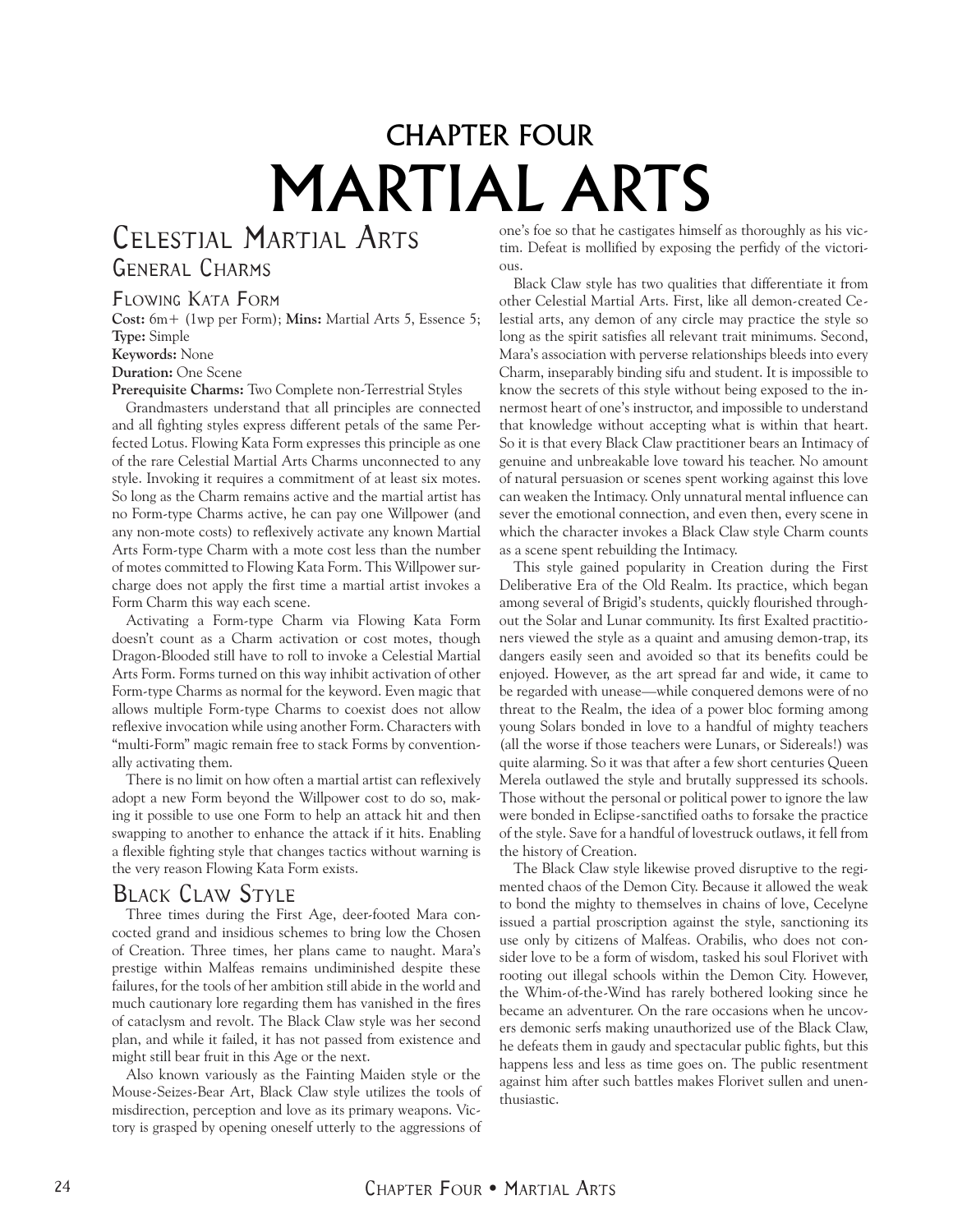# CHAPTER FOUR
# MARTIAL ARTS

## Celestial Martial Arts

### General Charms

#### Flowing Kata Form

**Cost:** 6m+ (1wp per Form); **Mins:** Martial Arts 5, Essence 5; **Type:** Simple
**Keywords:** None
**Duration:** One Scene
**Prerequisite Charms:** Two Complete non-Terrestrial Styles

Grandmasters understand that all principles are connected and all fighting styles express different petals of the same Perfected Lotus. Flowing Kata Form expresses this principle as one of the rare Celestial Martial Arts Charms unconnected to any style. Invoking it requires a commitment of at least six motes. So long as the Charm remains active and the martial artist has no Form-type Charms active, he can pay one Willpower (and any non-mote costs) to reflexively activate any known Martial Arts Form-type Charm with a mote cost less than the number of motes committed to Flowing Kata Form. This Willpower surcharge does not apply the first time a martial artist invokes a Form Charm this way each scene.

Activating a Form-type Charm via Flowing Kata Form doesn't count as a Charm activation or cost motes, though Dragon-Blooded still have to roll to invoke a Celestial Martial Arts Form. Forms turned on this way inhibit activation of other Form-type Charms as normal for the keyword. Even magic that allows multiple Form-type Charms to coexist does not allow reflexive invocation while using another Form. Characters with "multi-Form" magic remain free to stack Forms by conventionally activating them.

There is no limit on how often a martial artist can reflexively adopt a new Form beyond the Willpower cost to do so, making it possible to use one Form to help an attack hit and then swapping to another to enhance the attack if it hits. Enabling a flexible fighting style that changes tactics without warning is the very reason Flowing Kata Form exists.

### Black Claw Style

Three times during the First Age, deer-footed Mara concocted grand and insidious schemes to bring low the Chosen of Creation. Three times, her plans came to naught. Mara's prestige within Malfeas remains undiminished despite these failures, for the tools of her ambition still abide in the world and much cautionary lore regarding them has vanished in the fires of cataclysm and revolt. The Black Claw style was her second plan, and while it failed, it has not passed from existence and might still bear fruit in this Age or the next.

Also known variously as the Fainting Maiden style or the Mouse-Seizes-Bear Art, Black Claw style utilizes the tools of misdirection, perception and love as its primary weapons. Victory is grasped by opening oneself utterly to the aggressions of one's foe so that he castigates himself as thoroughly as his victim. Defeat is mollified by exposing the perfidy of the victorious.

Black Claw style has two qualities that differentiate it from other Celestial Martial Arts. First, like all demon-created Celestial arts, any demon of any circle may practice the style so long as the spirit satisfies all relevant trait minimums. Second, Mara's association with perverse relationships bleeds into every Charm, inseparably binding sifu and student. It is impossible to know the secrets of this style without being exposed to the innermost heart of one's instructor, and impossible to understand that knowledge without accepting what is within that heart. So it is that every Black Claw practitioner bears an Intimacy of genuine and unbreakable love toward his teacher. No amount of natural persuasion or scenes spent working against this love can weaken the Intimacy. Only unnatural mental influence can sever the emotional connection, and even then, every scene in which the character invokes a Black Claw style Charm counts as a scene spent rebuilding the Intimacy.

This style gained popularity in Creation during the First Deliberative Era of the Old Realm. Its practice, which began among several of Brigid's students, quickly flourished throughout the Solar and Lunar community. Its first Exalted practitioners viewed the style as a quaint and amusing demon-trap, its dangers easily seen and avoided so that its benefits could be enjoyed. However, as the art spread far and wide, it came to be regarded with unease—while conquered demons were of no threat to the Realm, the idea of a power bloc forming among young Solars bonded in love to a handful of mighty teachers (all the worse if those teachers were Lunars, or Sidereals!) was quite alarming. So it was that after a few short centuries Queen Merela outlawed the style and brutally suppressed its schools. Those without the personal or political power to ignore the law were bonded in Eclipse-sanctified oaths to forsake the practice of the style. Save for a handful of lovestruck outlaws, it fell from the history of Creation.

The Black Claw style likewise proved disruptive to the regimented chaos of the Demon City. Because it allowed the weak to bond the mighty to themselves in chains of love, Cecelyne issued a partial proscription against the style, sanctioning its use only by citizens of Malfeas. Orabilis, who does not consider love to be a form of wisdom, tasked his soul Florivet with rooting out illegal schools within the Demon City. However, the Whim-of-the-Wind has rarely bothered looking since he became an adventurer. On the rare occasions when he uncovers demonic serfs making unauthorized use of the Black Claw, he defeats them in gaudy and spectacular public fights, but this happens less and less as time goes on. The public resentment against him after such battles makes Florivet sullen and unenthusiastic.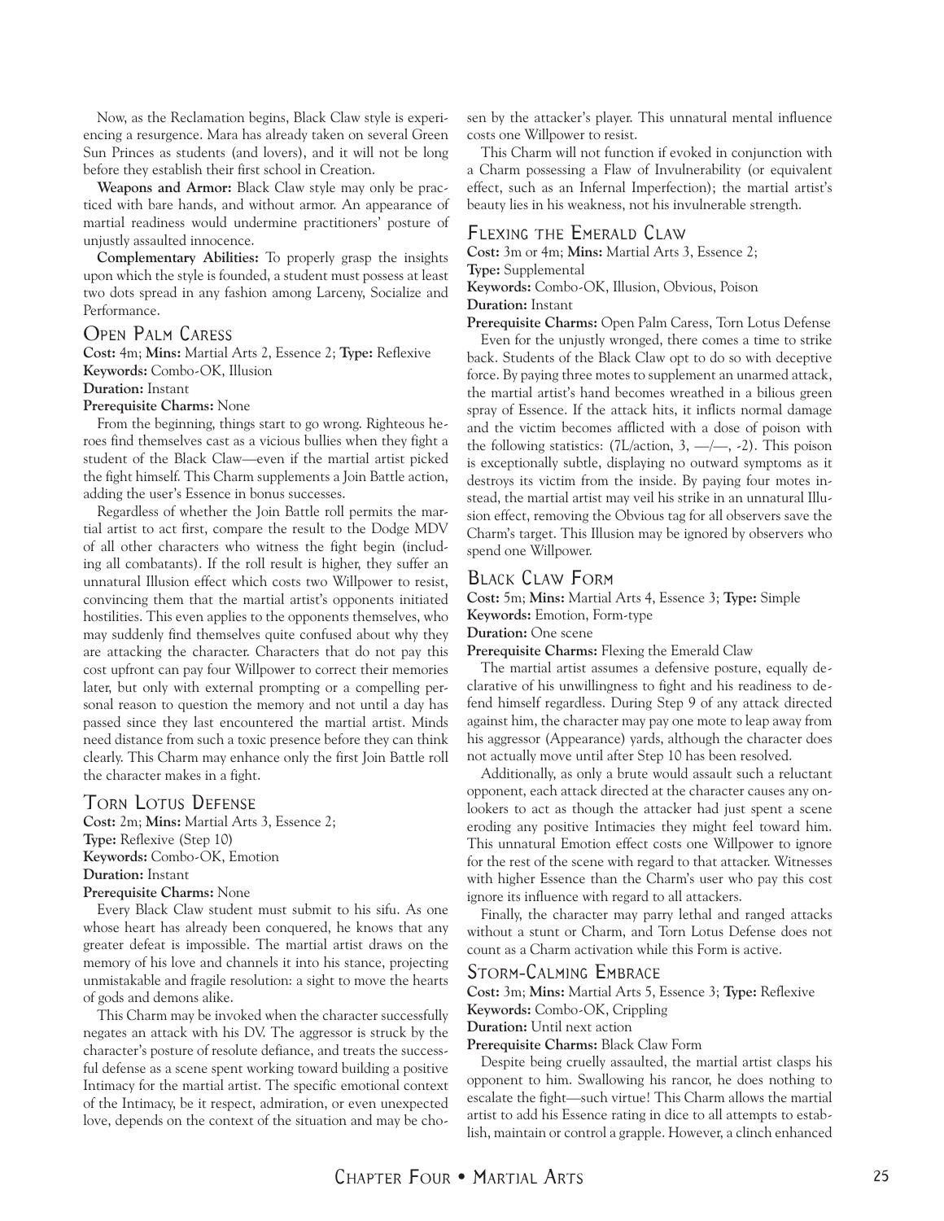Now, as the Reclamation begins, Black Claw style is experiencing a resurgence. Mara has already taken on several Green Sun Princes as students (and lovers), and it will not be long before they establish their first school in Creation.

**Weapons and Armor:** Black Claw style may only be practiced with bare hands, and without armor. An appearance of martial readiness would undermine practitioners' posture of unjustly assaulted innocence.

**Complementary Abilities:** To properly grasp the insights upon which the style is founded, a student must possess at least two dots spread in any fashion among Larceny, Socialize and Performance.

### Open Palm Caress

**Cost:** 4m; **Mins:** Martial Arts 2, Essence 2; **Type:** Reflexive
**Keywords:** Combo-OK, Illusion
**Duration:** Instant
**Prerequisite Charms:** None

From the beginning, things start to go wrong. Righteous heroes find themselves cast as a vicious bullies when they fight a student of the Black Claw—even if the martial artist picked the fight himself. This Charm supplements a Join Battle action, adding the user's Essence in bonus successes.

Regardless of whether the Join Battle roll permits the martial artist to act first, compare the result to the Dodge MDV of all other characters who witness the fight begin (including all combatants). If the roll result is higher, they suffer an unnatural Illusion effect which costs two Willpower to resist, convincing them that the martial artist's opponents initiated hostilities. This even applies to the opponents themselves, who may suddenly find themselves quite confused about why they are attacking the character. Characters that do not pay this cost upfront can pay four Willpower to correct their memories later, but only with external prompting or a compelling personal reason to question the memory and not until a day has passed since they last encountered the martial artist. Minds need distance from such a toxic presence before they can think clearly. This Charm may enhance only the first Join Battle roll the character makes in a fight.

### Torn Lotus Defense

**Cost:** 2m; **Mins:** Martial Arts 3, Essence 2;
**Type:** Reflexive (Step 10)
**Keywords:** Combo-OK, Emotion
**Duration:** Instant
**Prerequisite Charms:** None

Every Black Claw student must submit to his sifu. As one whose heart has already been conquered, he knows that any greater defeat is impossible. The martial artist draws on the memory of his love and channels it into his stance, projecting unmistakable and fragile resolution: a sight to move the hearts of gods and demons alike.

This Charm may be invoked when the character successfully negates an attack with his DV. The aggressor is struck by the character's posture of resolute defiance, and treats the successful defense as a scene spent working toward building a positive Intimacy for the martial artist. The specific emotional context of the Intimacy, be it respect, admiration, or even unexpected love, depends on the context of the situation and may be chosen by the attacker's player. This unnatural mental influence costs one Willpower to resist.

This Charm will not function if evoked in conjunction with a Charm possessing a Flaw of Invulnerability (or equivalent effect, such as an Infernal Imperfection); the martial artist's beauty lies in his weakness, not his invulnerable strength.

### Flexing the Emerald Claw

**Cost:** 3m or 4m; **Mins:** Martial Arts 3, Essence 2;
**Type:** Supplemental
**Keywords:** Combo-OK, Illusion, Obvious, Poison
**Duration:** Instant
**Prerequisite Charms:** Open Palm Caress, Torn Lotus Defense

Even for the unjustly wronged, there comes a time to strike back. Students of the Black Claw opt to do so with deceptive force. By paying three motes to supplement an unarmed attack, the martial artist's hand becomes wreathed in a bilious green spray of Essence. If the attack hits, it inflicts normal damage and the victim becomes afflicted with a dose of poison with the following statistics: (7L/action, 3, —/—, -2). This poison is exceptionally subtle, displaying no outward symptoms as it destroys its victim from the inside. By paying four motes instead, the martial artist may veil his strike in an unnatural Illusion effect, removing the Obvious tag for all observers save the Charm's target. This Illusion may be ignored by observers who spend one Willpower.

### Black Claw Form

**Cost:** 5m; **Mins:** Martial Arts 4, Essence 3; **Type:** Simple
**Keywords:** Emotion, Form-type
**Duration:** One scene
**Prerequisite Charms:** Flexing the Emerald Claw

The martial artist assumes a defensive posture, equally declarative of his unwillingness to fight and his readiness to defend himself regardless. During Step 9 of any attack directed against him, the character may pay one mote to leap away from his aggressor (Appearance) yards, although the character does not actually move until after Step 10 has been resolved.

Additionally, as only a brute would assault such a reluctant opponent, each attack directed at the character causes any onlookers to act as though the attacker had just spent a scene eroding any positive Intimacies they might feel toward him. This unnatural Emotion effect costs one Willpower to ignore for the rest of the scene with regard to that attacker. Witnesses with higher Essence than the Charm's user who pay this cost ignore its influence with regard to all attackers.

Finally, the character may parry lethal and ranged attacks without a stunt or Charm, and Torn Lotus Defense does not count as a Charm activation while this Form is active.

### Storm-Calming Embrace

**Cost:** 3m; **Mins:** Martial Arts 5, Essence 3; **Type:** Reflexive
**Keywords:** Combo-OK, Crippling
**Duration:** Until next action
**Prerequisite Charms:** Black Claw Form

Despite being cruelly assaulted, the martial artist clasps his opponent to him. Swallowing his rancor, he does nothing to escalate the fight—such virtue! This Charm allows the martial artist to add his Essence rating in dice to all attempts to establish, maintain or control a grapple. However, a clinch enhanced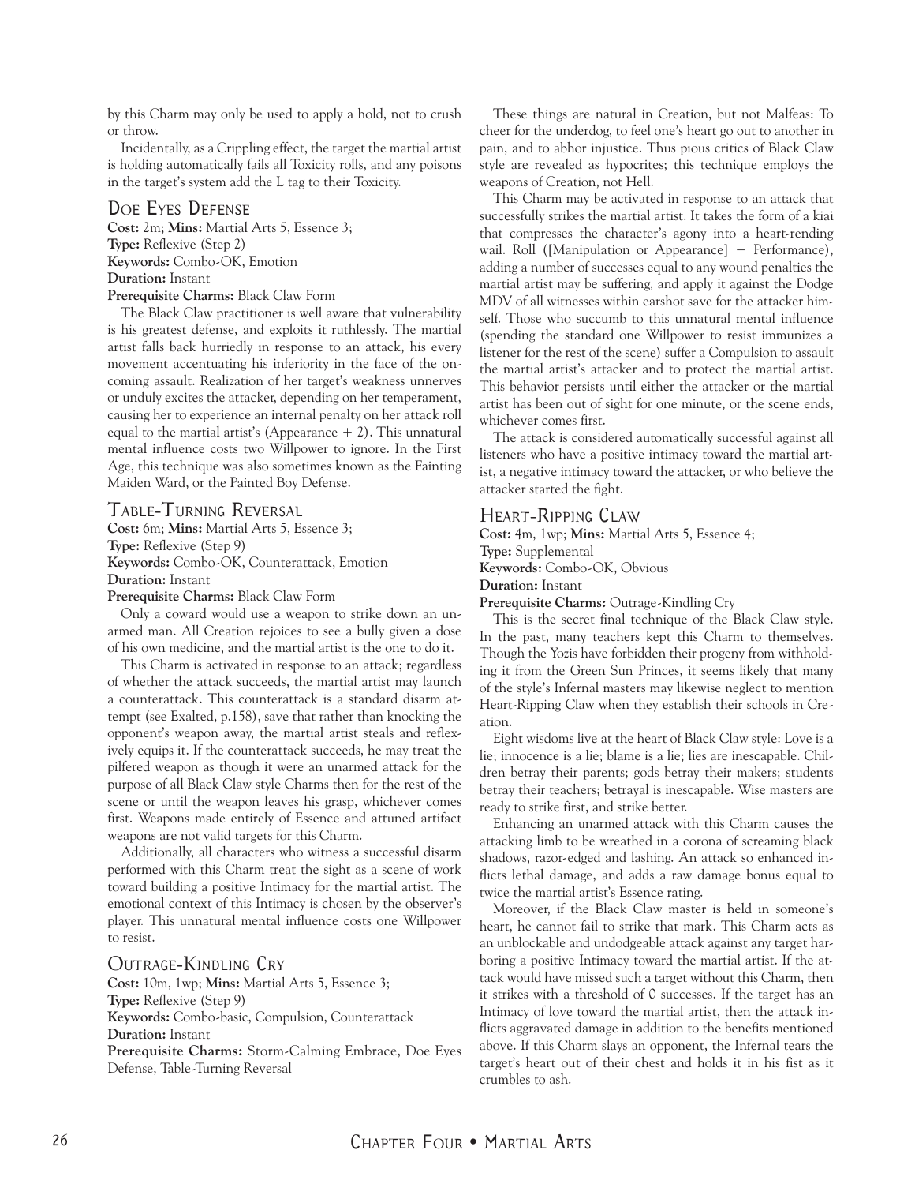by this Charm may only be used to apply a hold, not to crush or throw.

Incidentally, as a Crippling effect, the target the martial artist is holding automatically fails all Toxicity rolls, and any poisons in the target's system add the L tag to their Toxicity.

### Doe Eyes Defense

**Cost:** 2m; **Mins:** Martial Arts 5, Essence 3;
**Type:** Reflexive (Step 2)
**Keywords:** Combo-OK, Emotion
**Duration:** Instant
**Prerequisite Charms:** Black Claw Form

The Black Claw practitioner is well aware that vulnerability is his greatest defense, and exploits it ruthlessly. The martial artist falls back hurriedly in response to an attack, his every movement accentuating his inferiority in the face of the oncoming assault. Realization of her target's weakness unnerves or unduly excites the attacker, depending on her temperament, causing her to experience an internal penalty on her attack roll equal to the martial artist's (Appearance + 2). This unnatural mental influence costs two Willpower to ignore. In the First Age, this technique was also sometimes known as the Fainting Maiden Ward, or the Painted Boy Defense.

### Table-Turning Reversal

**Cost:** 6m; **Mins:** Martial Arts 5, Essence 3;
**Type:** Reflexive (Step 9)
**Keywords:** Combo-OK, Counterattack, Emotion
**Duration:** Instant
**Prerequisite Charms:** Black Claw Form

Only a coward would use a weapon to strike down an unarmed man. All Creation rejoices to see a bully given a dose of his own medicine, and the martial artist is the one to do it.

This Charm is activated in response to an attack; regardless of whether the attack succeeds, the martial artist may launch a counterattack. This counterattack is a standard disarm attempt (see Exalted, p.158), save that rather than knocking the opponent's weapon away, the martial artist steals and reflexively equips it. If the counterattack succeeds, he may treat the pilfered weapon as though it were an unarmed attack for the purpose of all Black Claw style Charms then for the rest of the scene or until the weapon leaves his grasp, whichever comes first. Weapons made entirely of Essence and attuned artifact weapons are not valid targets for this Charm.

Additionally, all characters who witness a successful disarm performed with this Charm treat the sight as a scene of work toward building a positive Intimacy for the martial artist. The emotional context of this Intimacy is chosen by the observer's player. This unnatural mental influence costs one Willpower to resist.

### Outrage-Kindling Cry

**Cost:** 10m, 1wp; **Mins:** Martial Arts 5, Essence 3;
**Type:** Reflexive (Step 9)
**Keywords:** Combo-basic, Compulsion, Counterattack
**Duration:** Instant
**Prerequisite Charms:** Storm-Calming Embrace, Doe Eyes Defense, Table-Turning Reversal

These things are natural in Creation, but not Malfeas: To cheer for the underdog, to feel one's heart go out to another in pain, and to abhor injustice. Thus pious critics of Black Claw style are revealed as hypocrites; this technique employs the weapons of Creation, not Hell.

This Charm may be activated in response to an attack that successfully strikes the martial artist. It takes the form of a kiai that compresses the character's agony into a heart-rending wail. Roll ([Manipulation or Appearance] + Performance), adding a number of successes equal to any wound penalties the martial artist may be suffering, and apply it against the Dodge MDV of all witnesses within earshot save for the attacker himself. Those who succumb to this unnatural mental influence (spending the standard one Willpower to resist immunizes a listener for the rest of the scene) suffer a Compulsion to assault the martial artist's attacker and to protect the martial artist. This behavior persists until either the attacker or the martial artist has been out of sight for one minute, or the scene ends, whichever comes first.

The attack is considered automatically successful against all listeners who have a positive intimacy toward the martial artist, a negative intimacy toward the attacker, or who believe the attacker started the fight.

### Heart-Ripping Claw

**Cost:** 4m, 1wp; **Mins:** Martial Arts 5, Essence 4;
**Type:** Supplemental
**Keywords:** Combo-OK, Obvious
**Duration:** Instant
**Prerequisite Charms:** Outrage-Kindling Cry

This is the secret final technique of the Black Claw style. In the past, many teachers kept this Charm to themselves. Though the Yozis have forbidden their progeny from withholding it from the Green Sun Princes, it seems likely that many of the style's Infernal masters may likewise neglect to mention Heart-Ripping Claw when they establish their schools in Creation.

Eight wisdoms live at the heart of Black Claw style: Love is a lie; innocence is a lie; blame is a lie; lies are inescapable. Children betray their parents; gods betray their makers; students betray their teachers; betrayal is inescapable. Wise masters are ready to strike first, and strike better.

Enhancing an unarmed attack with this Charm causes the attacking limb to be wreathed in a corona of screaming black shadows, razor-edged and lashing. An attack so enhanced inflicts lethal damage, and adds a raw damage bonus equal to twice the martial artist's Essence rating.

Moreover, if the Black Claw master is held in someone's heart, he cannot fail to strike that mark. This Charm acts as an unblockable and undodgeable attack against any target harboring a positive Intimacy toward the martial artist. If the attack would have missed such a target without this Charm, then it strikes with a threshold of 0 successes. If the target has an Intimacy of love toward the martial artist, then the attack inflicts aggravated damage in addition to the benefits mentioned above. If this Charm slays an opponent, the Infernal tears the target's heart out of their chest and holds it in his fist as it crumbles to ash.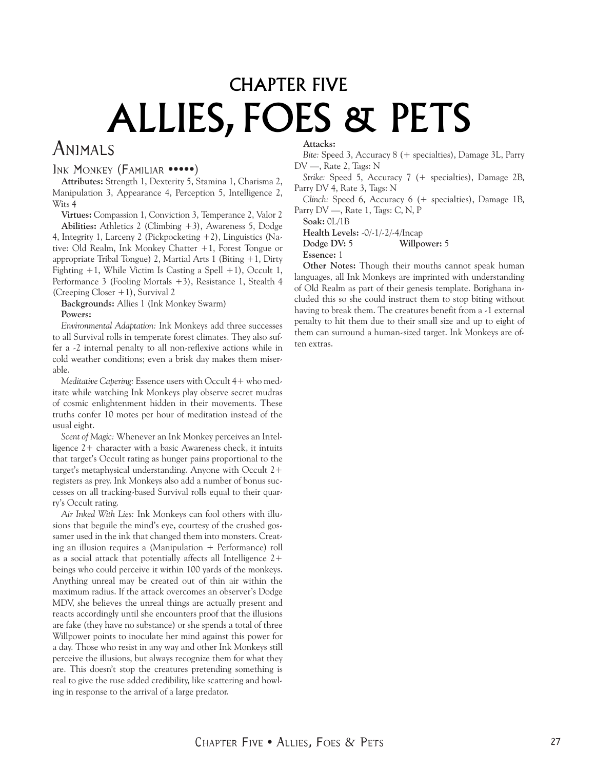# CHAPTER FIVE
# ALLIES, FOES & PETS

## Animals

### Ink Monkey (Familiar •••••)

**Attributes:** Strength 1, Dexterity 5, Stamina 1, Charisma 2, Manipulation 3, Appearance 4, Perception 5, Intelligence 2, Wits 4

**Virtues:** Compassion 1, Conviction 3, Temperance 2, Valor 2

**Abilities:** Athletics 2 (Climbing +3), Awareness 5, Dodge 4, Integrity 1, Larceny 2 (Pickpocketing +2), Linguistics (Native: Old Realm, Ink Monkey Chatter +1, Forest Tongue or appropriate Tribal Tongue) 2, Martial Arts 1 (Biting +1, Dirty Fighting +1, While Victim Is Casting a Spell +1), Occult 1, Performance 3 (Fooling Mortals +3), Resistance 1, Stealth 4 (Creeping Closer +1), Survival 2

**Backgrounds:** Allies 1 (Ink Monkey Swarm)

**Powers:**

*Environmental Adaptation:* Ink Monkeys add three successes to all Survival rolls in temperate forest climates. They also suffer a -2 internal penalty to all non-reflexive actions while in cold weather conditions; even a brisk day makes them miserable.

*Meditative Capering:* Essence users with Occult 4+ who meditate while watching Ink Monkeys play observe secret mudras of cosmic enlightenment hidden in their movements. These truths confer 10 motes per hour of meditation instead of the usual eight.

*Scent of Magic:* Whenever an Ink Monkey perceives an Intelligence 2+ character with a basic Awareness check, it intuits that target's Occult rating as hunger pains proportional to the target's metaphysical understanding. Anyone with Occult 2+ registers as prey. Ink Monkeys also add a number of bonus successes on all tracking-based Survival rolls equal to their quarry's Occult rating.

*Air Inked With Lies:* Ink Monkeys can fool others with illusions that beguile the mind's eye, courtesy of the crushed gossamer used in the ink that changed them into monsters. Creating an illusion requires a (Manipulation + Performance) roll as a social attack that potentially affects all Intelligence 2+ beings who could perceive it within 100 yards of the monkeys. Anything unreal may be created out of thin air within the maximum radius. If the attack overcomes an observer's Dodge MDV, she believes the unreal things are actually present and reacts accordingly until she encounters proof that the illusions are fake (they have no substance) or she spends a total of three Willpower points to inoculate her mind against this power for a day. Those who resist in any way and other Ink Monkeys still perceive the illusions, but always recognize them for what they are. This doesn't stop the creatures pretending something is real to give the ruse added credibility, like scattering and howling in response to the arrival of a large predator.

**Attacks:**

*Bite:* Speed 3, Accuracy 8 (+ specialties), Damage 3L, Parry DV —, Rate 2, Tags: N

*Strike:* Speed 5, Accuracy 7 (+ specialties), Damage 2B, Parry DV 4, Rate 3, Tags: N

*Clinch:* Speed 6, Accuracy 6 (+ specialties), Damage 1B, Parry DV —, Rate 1, Tags: C, N, P

**Soak:** 0L/1B

**Health Levels:** -0/-1/-2/-4/Incap

**Dodge DV:** 5 **Willpower:** 5

**Essence:** 1

**Other Notes:** Though their mouths cannot speak human languages, all Ink Monkeys are imprinted with understanding of Old Realm as part of their genesis template. Borighana included this so she could instruct them to stop biting without having to break them. The creatures benefit from a -1 external penalty to hit them due to their small size and up to eight of them can surround a human-sized target. Ink Monkeys are often extras.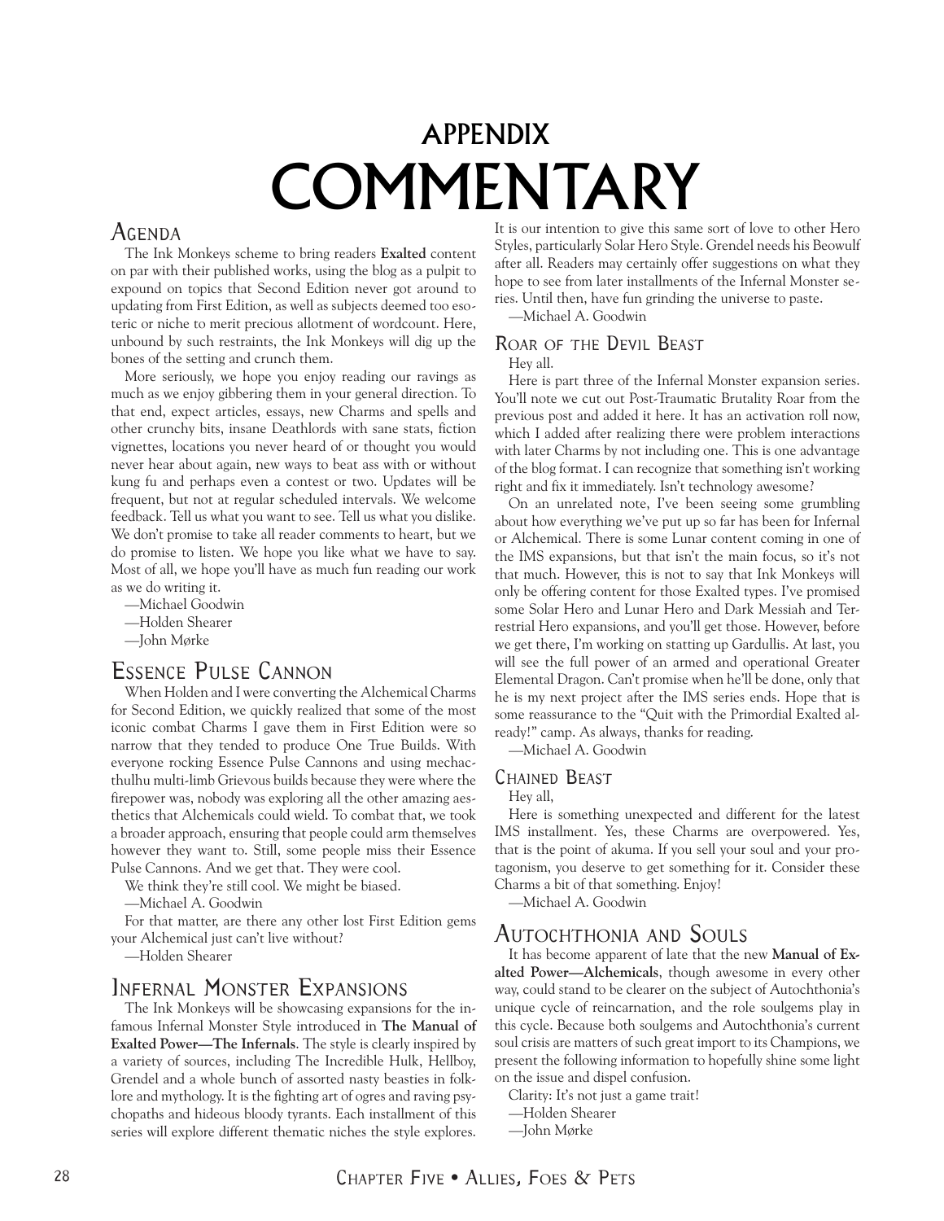# APPENDIX
# COMMENTARY

## Agenda

The Ink Monkeys scheme to bring readers **Exalted** content on par with their published works, using the blog as a pulpit to expound on topics that Second Edition never got around to updating from First Edition, as well as subjects deemed too esoteric or niche to merit precious allotment of wordcount. Here, unbound by such restraints, the Ink Monkeys will dig up the bones of the setting and crunch them.

More seriously, we hope you enjoy reading our ravings as much as we enjoy gibbering them in your general direction. To that end, expect articles, essays, new Charms and spells and other crunchy bits, insane Deathlords with sane stats, fiction vignettes, locations you never heard of or thought you would never hear about again, new ways to beat ass with or without kung fu and perhaps even a contest or two. Updates will be frequent, but not at regular scheduled intervals. We welcome feedback. Tell us what you want to see. Tell us what you dislike. We don't promise to take all reader comments to heart, but we do promise to listen. We hope you like what we have to say. Most of all, we hope you'll have as much fun reading our work as we do writing it.

—Michael Goodwin

—Holden Shearer

—John Mørke

## Essence Pulse Cannon

When Holden and I were converting the Alchemical Charms for Second Edition, we quickly realized that some of the most iconic combat Charms I gave them in First Edition were so narrow that they tended to produce One True Builds. With everyone rocking Essence Pulse Cannons and using mechacthulhu multi-limb Grievous builds because they were where the firepower was, nobody was exploring all the other amazing aesthetics that Alchemicals could wield. To combat that, we took a broader approach, ensuring that people could arm themselves however they want to. Still, some people miss their Essence Pulse Cannons. And we get that. They were cool.

We think they're still cool. We might be biased.

—Michael A. Goodwin

For that matter, are there any other lost First Edition gems your Alchemical just can't live without?

—Holden Shearer

## Infernal Monster Expansions

The Ink Monkeys will be showcasing expansions for the infamous Infernal Monster Style introduced in **The Manual of Exalted Power—The Infernals**. The style is clearly inspired by a variety of sources, including The Incredible Hulk, Hellboy, Grendel and a whole bunch of assorted nasty beasties in folklore and mythology. It is the fighting art of ogres and raving psychopaths and hideous bloody tyrants. Each installment of this series will explore different thematic niches the style explores. It is our intention to give this same sort of love to other Hero Styles, particularly Solar Hero Style. Grendel needs his Beowulf after all. Readers may certainly offer suggestions on what they hope to see from later installments of the Infernal Monster series. Until then, have fun grinding the universe to paste.

—Michael A. Goodwin

### Roar of the Devil Beast

Hey all.

Here is part three of the Infernal Monster expansion series. You'll note we cut out Post-Traumatic Brutality Roar from the previous post and added it here. It has an activation roll now, which I added after realizing there were problem interactions with later Charms by not including one. This is one advantage of the blog format. I can recognize that something isn't working right and fix it immediately. Isn't technology awesome?

On an unrelated note, I've been seeing some grumbling about how everything we've put up so far has been for Infernal or Alchemical. There is some Lunar content coming in one of the IMS expansions, but that isn't the main focus, so it's not that much. However, this is not to say that Ink Monkeys will only be offering content for those Exalted types. I've promised some Solar Hero and Lunar Hero and Dark Messiah and Terrestrial Hero expansions, and you'll get those. However, before we get there, I'm working on statting up Gardullis. At last, you will see the full power of an armed and operational Greater Elemental Dragon. Can't promise when he'll be done, only that he is my next project after the IMS series ends. Hope that is some reassurance to the "Quit with the Primordial Exalted already!" camp. As always, thanks for reading.

—Michael A. Goodwin

### Chained Beast

Hey all,

Here is something unexpected and different for the latest IMS installment. Yes, these Charms are overpowered. Yes, that is the point of akuma. If you sell your soul and your protagonism, you deserve to get something for it. Consider these Charms a bit of that something. Enjoy!

—Michael A. Goodwin

## Autochthonia and Souls

It has become apparent of late that the new **Manual of Exalted Power—Alchemicals**, though awesome in every other way, could stand to be clearer on the subject of Autochthonia's unique cycle of reincarnation, and the role soulgems play in this cycle. Because both soulgems and Autochthonia's current soul crisis are matters of such great import to its Champions, we present the following information to hopefully shine some light on the issue and dispel confusion.

Clarity: It's not just a game trait!

—Holden Shearer

—John Mørke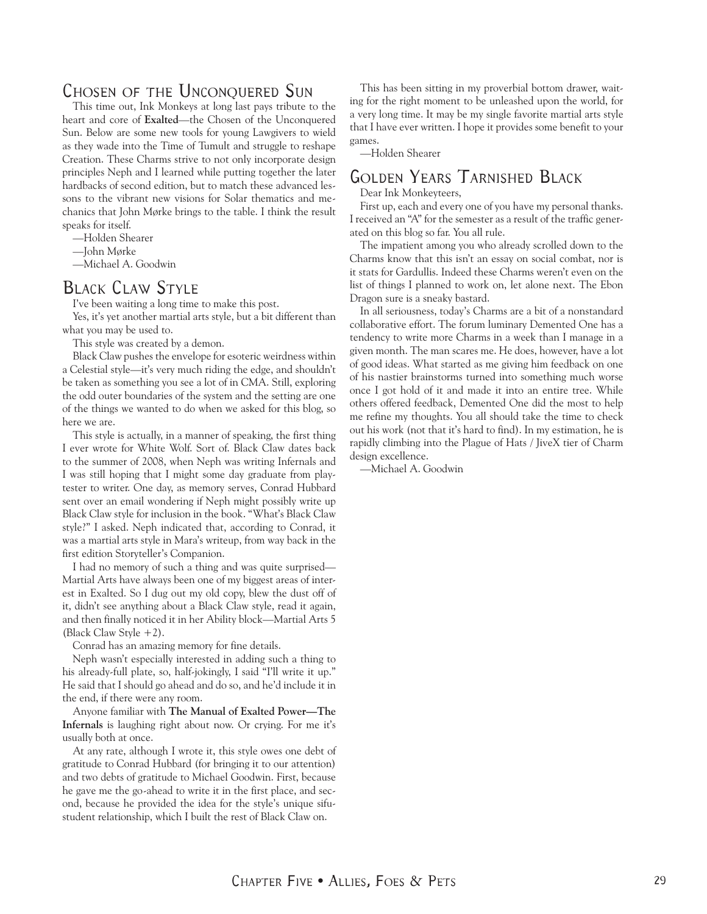## Chosen of the Unconquered Sun

This time out, Ink Monkeys at long last pays tribute to the heart and core of **Exalted**—the Chosen of the Unconquered Sun. Below are some new tools for young Lawgivers to wield as they wade into the Time of Tumult and struggle to reshape Creation. These Charms strive to not only incorporate design principles Neph and I learned while putting together the later hardbacks of second edition, but to match these advanced lessons to the vibrant new visions for Solar thematics and mechanics that John Mørke brings to the table. I think the result speaks for itself.

—Holden Shearer

—John Mørke

—Michael A. Goodwin

## Black Claw Style

I've been waiting a long time to make this post.

Yes, it's yet another martial arts style, but a bit different than what you may be used to.

This style was created by a demon.

Black Claw pushes the envelope for esoteric weirdness within a Celestial style—it's very much riding the edge, and shouldn't be taken as something you see a lot of in CMA. Still, exploring the odd outer boundaries of the system and the setting are one of the things we wanted to do when we asked for this blog, so here we are.

This style is actually, in a manner of speaking, the first thing I ever wrote for White Wolf. Sort of. Black Claw dates back to the summer of 2008, when Neph was writing Infernals and I was still hoping that I might some day graduate from playtester to writer. One day, as memory serves, Conrad Hubbard sent over an email wondering if Neph might possibly write up Black Claw style for inclusion in the book. "What's Black Claw style?" I asked. Neph indicated that, according to Conrad, it was a martial arts style in Mara's writeup, from way back in the first edition Storyteller's Companion.

I had no memory of such a thing and was quite surprised—Martial Arts have always been one of my biggest areas of interest in Exalted. So I dug out my old copy, blew the dust off of it, didn't see anything about a Black Claw style, read it again, and then finally noticed it in her Ability block—Martial Arts 5 (Black Claw Style +2).

Conrad has an amazing memory for fine details.

Neph wasn't especially interested in adding such a thing to his already-full plate, so, half-jokingly, I said "I'll write it up." He said that I should go ahead and do so, and he'd include it in the end, if there were any room.

Anyone familiar with **The Manual of Exalted Power—The Infernals** is laughing right about now. Or crying. For me it's usually both at once.

At any rate, although I wrote it, this style owes one debt of gratitude to Conrad Hubbard (for bringing it to our attention) and two debts of gratitude to Michael Goodwin. First, because he gave me the go-ahead to write it in the first place, and second, because he provided the idea for the style's unique sifu-student relationship, which I built the rest of Black Claw on.

This has been sitting in my proverbial bottom drawer, waiting for the right moment to be unleashed upon the world, for a very long time. It may be my single favorite martial arts style that I have ever written. I hope it provides some benefit to your games.

—Holden Shearer

## Golden Years Tarnished Black

Dear Ink Monkeyteers,

First up, each and every one of you have my personal thanks. I received an "A" for the semester as a result of the traffic generated on this blog so far. You all rule.

The impatient among you who already scrolled down to the Charms know that this isn't an essay on social combat, nor is it stats for Gardullis. Indeed these Charms weren't even on the list of things I planned to work on, let alone next. The Ebon Dragon sure is a sneaky bastard.

In all seriousness, today's Charms are a bit of a nonstandard collaborative effort. The forum luminary Demented One has a tendency to write more Charms in a week than I manage in a given month. The man scares me. He does, however, have a lot of good ideas. What started as me giving him feedback on one of his nastier brainstorms turned into something much worse once I got hold of it and made it into an entire tree. While others offered feedback, Demented One did the most to help me refine my thoughts. You all should take the time to check out his work (not that it's hard to find). In my estimation, he is rapidly climbing into the Plague of Hats / JiveX tier of Charm design excellence.

—Michael A. Goodwin